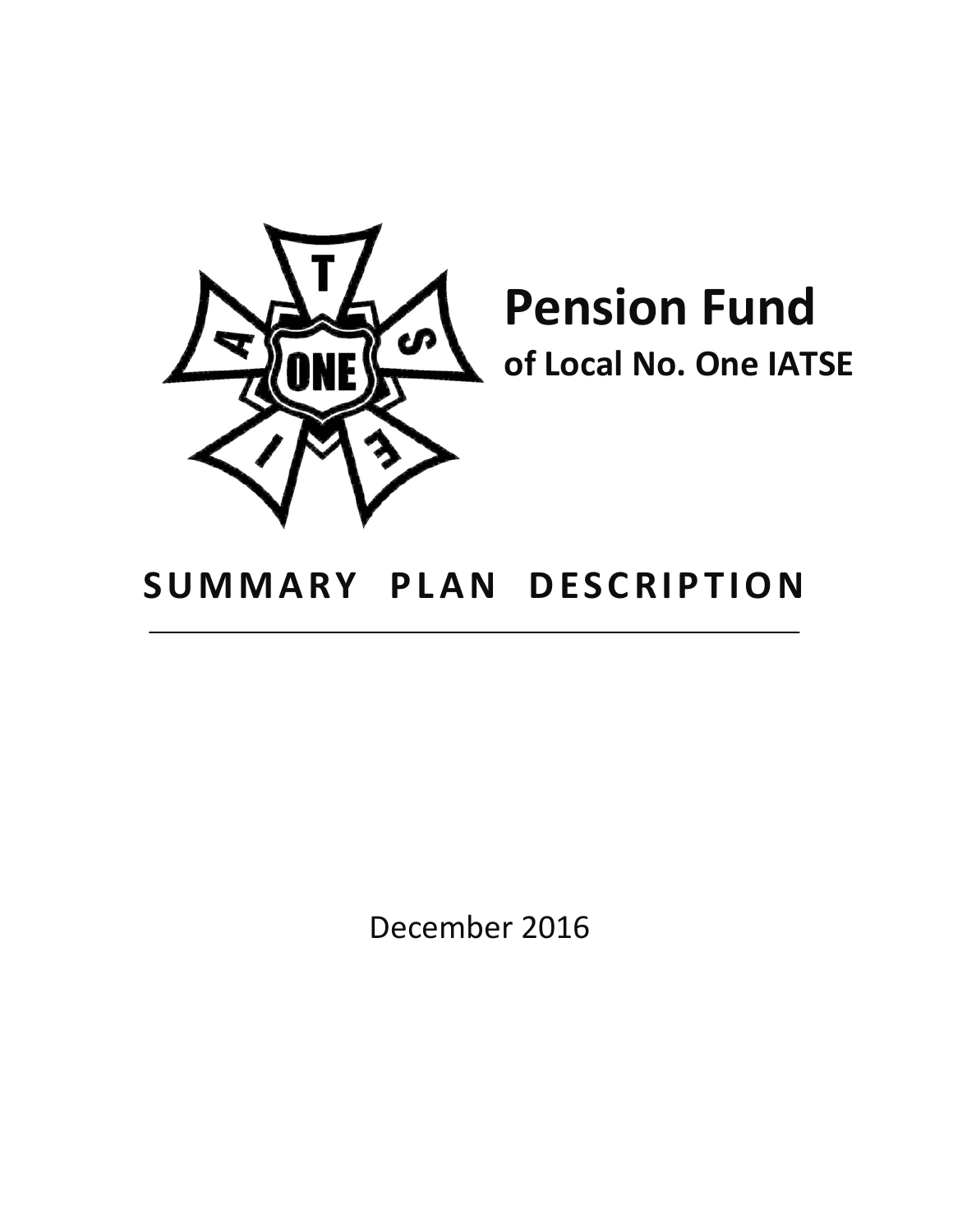# Pension Fund

## of Local No. One IATSE

# SUMMARY PLAN DESCRIPTION

---

December 2016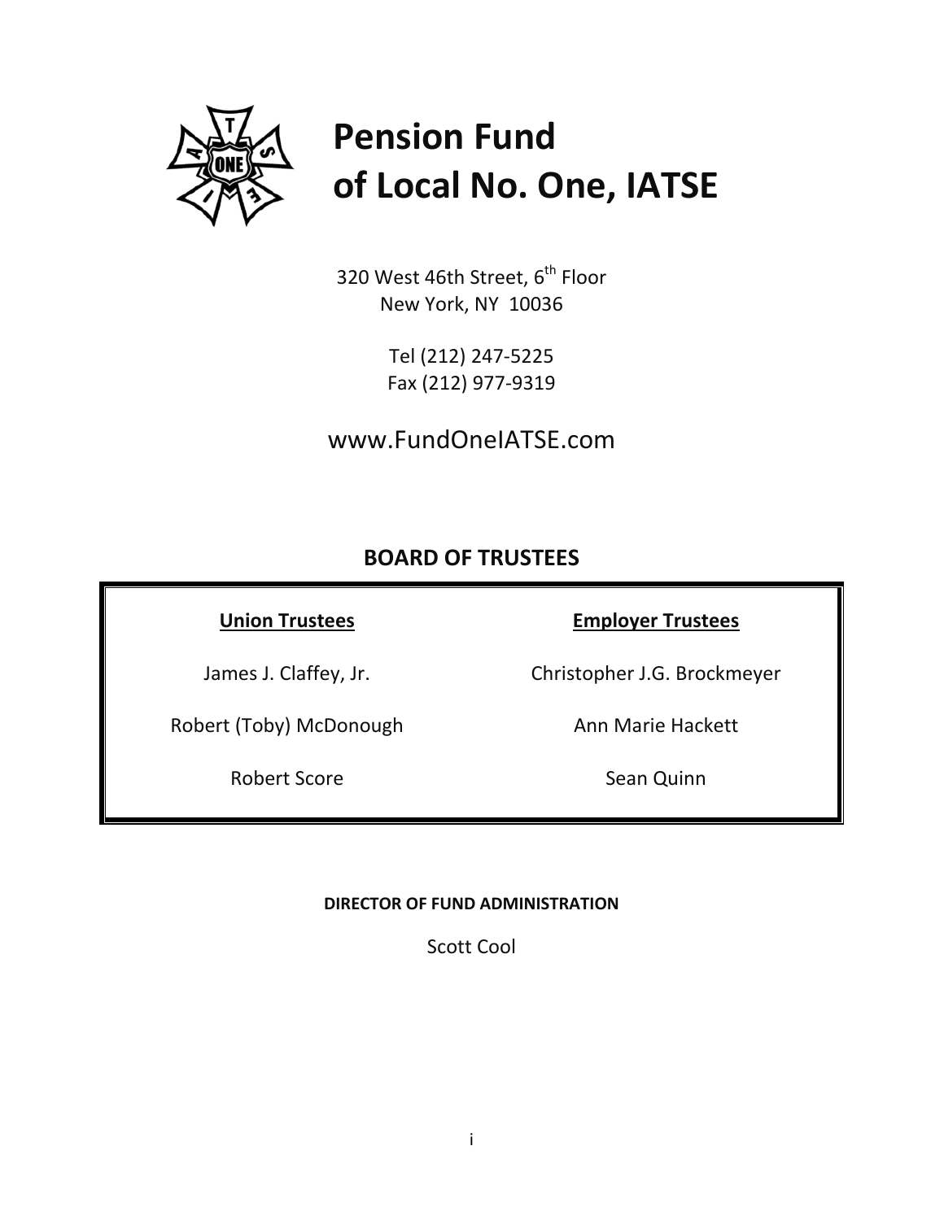# Pension Fund of Local No. One, IATSE

320 West 46th Street, 6th Floor
New York, NY 10036

Tel (212) 247-5225
Fax (212) 977-9319

www.FundOneIATSE.com

## BOARD OF TRUSTEES

| Union Trustees | Employer Trustees |
|---|---|
| James J. Claffey, Jr. | Christopher J.G. Brockmeyer |
| Robert (Toby) McDonough | Ann Marie Hackett |
| Robert Score | Sean Quinn |

**DIRECTOR OF FUND ADMINISTRATION**

Scott Cool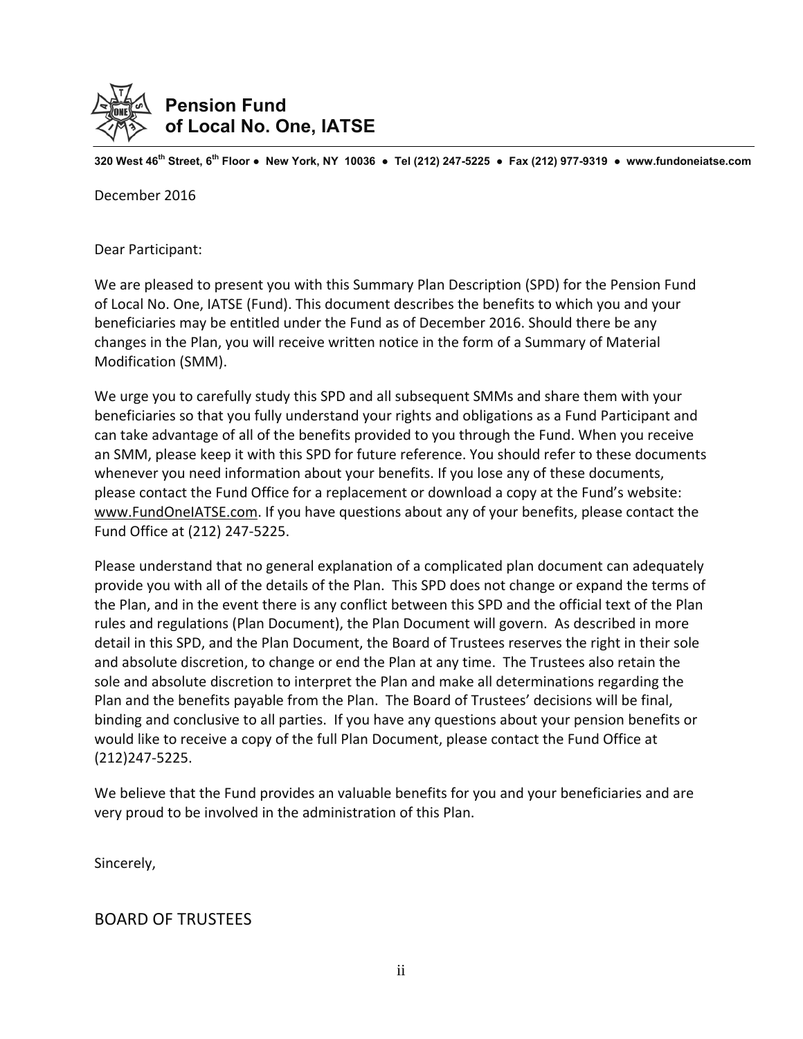**Pension Fund of Local No. One, IATSE**

320 West 46th Street, 6th Floor ● New York, NY 10036 ● Tel (212) 247-5225 ● Fax (212) 977-9319 ● www.fundoneiatse.com

December 2016

Dear Participant:

We are pleased to present you with this Summary Plan Description (SPD) for the Pension Fund of Local No. One, IATSE (Fund). This document describes the benefits to which you and your beneficiaries may be entitled under the Fund as of December 2016. Should there be any changes in the Plan, you will receive written notice in the form of a Summary of Material Modification (SMM).

We urge you to carefully study this SPD and all subsequent SMMs and share them with your beneficiaries so that you fully understand your rights and obligations as a Fund Participant and can take advantage of all of the benefits provided to you through the Fund. When you receive an SMM, please keep it with this SPD for future reference. You should refer to these documents whenever you need information about your benefits. If you lose any of these documents, please contact the Fund Office for a replacement or download a copy at the Fund's website: www.FundOneIATSE.com. If you have questions about any of your benefits, please contact the Fund Office at (212) 247-5225.

Please understand that no general explanation of a complicated plan document can adequately provide you with all of the details of the Plan. This SPD does not change or expand the terms of the Plan, and in the event there is any conflict between this SPD and the official text of the Plan rules and regulations (Plan Document), the Plan Document will govern. As described in more detail in this SPD, and the Plan Document, the Board of Trustees reserves the right in their sole and absolute discretion, to change or end the Plan at any time. The Trustees also retain the sole and absolute discretion to interpret the Plan and make all determinations regarding the Plan and the benefits payable from the Plan. The Board of Trustees' decisions will be final, binding and conclusive to all parties. If you have any questions about your pension benefits or would like to receive a copy of the full Plan Document, please contact the Fund Office at (212)247-5225.

We believe that the Fund provides an valuable benefits for you and your beneficiaries and are very proud to be involved in the administration of this Plan.

Sincerely,

BOARD OF TRUSTEES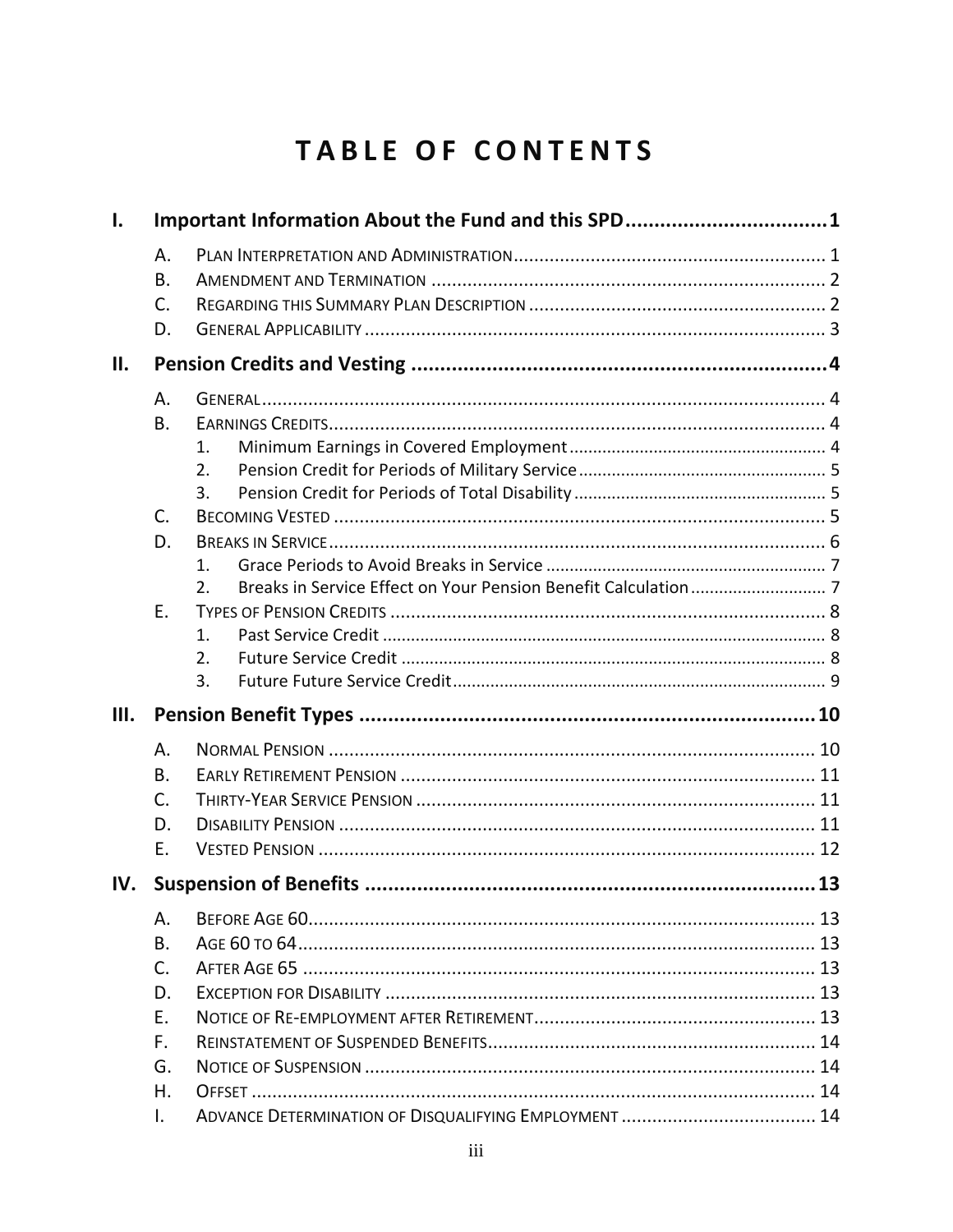# TABLE OF CONTENTS

**I. Important Information About the Fund and this SPD** .................................. **1**

- A. Plan Interpretation and Administration ............ 1
- B. Amendment and Termination ............ 2
- C. Regarding this Summary Plan Description ............ 2
- D. General Applicability ............ 3

**II. Pension Credits and Vesting** .................................. **4**

- A. General ............ 4
- B. Earnings Credits ............ 4
  1. Minimum Earnings in Covered Employment ............ 4
  2. Pension Credit for Periods of Military Service ............ 5
  3. Pension Credit for Periods of Total Disability ............ 5
- C. Becoming Vested ............ 5
- D. Breaks in Service ............ 6
  1. Grace Periods to Avoid Breaks in Service ............ 7
  2. Breaks in Service Effect on Your Pension Benefit Calculation ............ 7
- E. Types of Pension Credits ............ 8
  1. Past Service Credit ............ 8
  2. Future Service Credit ............ 8
  3. Future Future Service Credit ............ 9

**III. Pension Benefit Types** .................................. **10**

- A. Normal Pension ............ 10
- B. Early Retirement Pension ............ 11
- C. Thirty-Year Service Pension ............ 11
- D. Disability Pension ............ 11
- E. Vested Pension ............ 12

**IV. Suspension of Benefits** .................................. **13**

- A. Before Age 60 ............ 13
- B. Age 60 to 64 ............ 13
- C. After Age 65 ............ 13
- D. Exception for Disability ............ 13
- E. Notice of Re-employment after Retirement ............ 13
- F. Reinstatement of Suspended Benefits ............ 14
- G. Notice of Suspension ............ 14
- H. Offset ............ 14
- I. Advance Determination of Disqualifying Employment ............ 14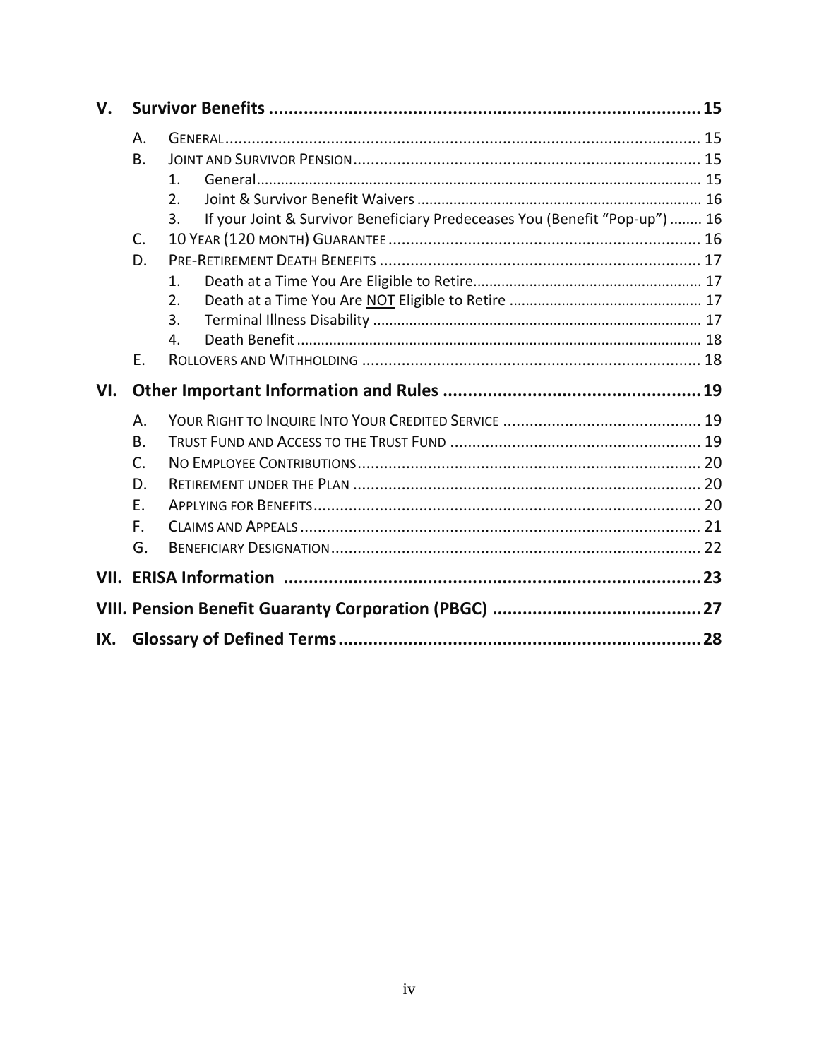- **V. Survivor Benefits** .......... 15
  - A. General .......... 15
  - B. Joint and Survivor Pension .......... 15
    - 1. General .......... 15
    - 2. Joint & Survivor Benefit Waivers .......... 16
    - 3. If your Joint & Survivor Beneficiary Predeceases You (Benefit "Pop-up") .......... 16
  - C. 10 Year (120 month) Guarantee .......... 16
  - D. Pre-Retirement Death Benefits .......... 17
    - 1. Death at a Time You Are Eligible to Retire .......... 17
    - 2. Death at a Time You Are <u>NOT</u> Eligible to Retire .......... 17
    - 3. Terminal Illness Disability .......... 17
    - 4. Death Benefit .......... 18
  - E. Rollovers and Withholding .......... 18
- **VI. Other Important Information and Rules** .......... 19
  - A. Your Right to Inquire Into Your Credited Service .......... 19
  - B. Trust Fund and Access to the Trust Fund .......... 19
  - C. No Employee Contributions .......... 20
  - D. Retirement under the Plan .......... 20
  - E. Applying for Benefits .......... 20
  - F. Claims and Appeals .......... 21
  - G. Beneficiary Designation .......... 22
- **VII. ERISA Information** .......... 23
- **VIII. Pension Benefit Guaranty Corporation (PBGC)** .......... 27
- **IX. Glossary of Defined Terms** .......... 28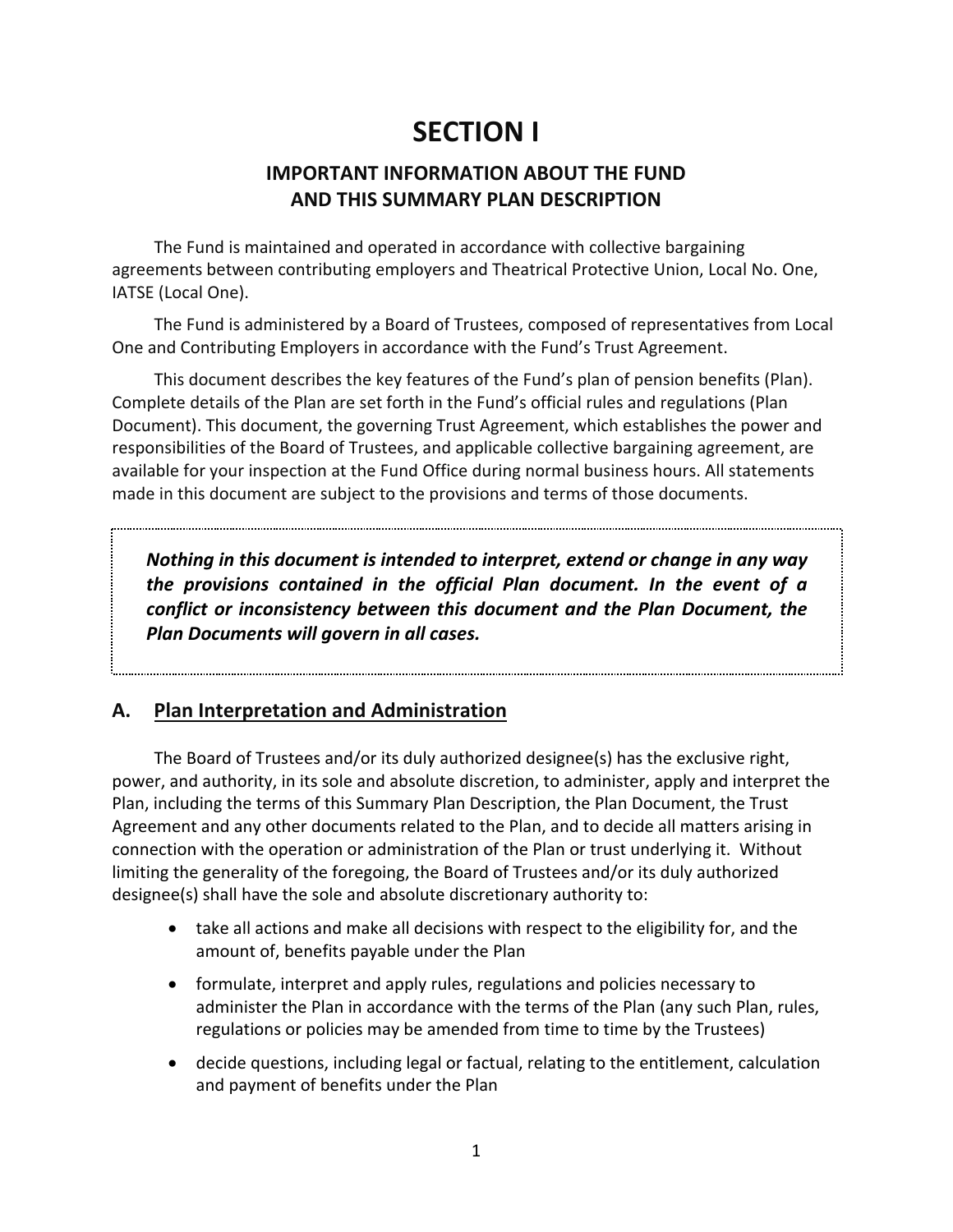# SECTION I

## IMPORTANT INFORMATION ABOUT THE FUND AND THIS SUMMARY PLAN DESCRIPTION

The Fund is maintained and operated in accordance with collective bargaining agreements between contributing employers and Theatrical Protective Union, Local No. One, IATSE (Local One).

The Fund is administered by a Board of Trustees, composed of representatives from Local One and Contributing Employers in accordance with the Fund's Trust Agreement.

This document describes the key features of the Fund's plan of pension benefits (Plan). Complete details of the Plan are set forth in the Fund's official rules and regulations (Plan Document). This document, the governing Trust Agreement, which establishes the power and responsibilities of the Board of Trustees, and applicable collective bargaining agreement, are available for your inspection at the Fund Office during normal business hours. All statements made in this document are subject to the provisions and terms of those documents.

***Nothing in this document is intended to interpret, extend or change in any way the provisions contained in the official Plan document. In the event of a conflict or inconsistency between this document and the Plan Document, the Plan Documents will govern in all cases.***

## A. Plan Interpretation and Administration

The Board of Trustees and/or its duly authorized designee(s) has the exclusive right, power, and authority, in its sole and absolute discretion, to administer, apply and interpret the Plan, including the terms of this Summary Plan Description, the Plan Document, the Trust Agreement and any other documents related to the Plan, and to decide all matters arising in connection with the operation or administration of the Plan or trust underlying it. Without limiting the generality of the foregoing, the Board of Trustees and/or its duly authorized designee(s) shall have the sole and absolute discretionary authority to:

- take all actions and make all decisions with respect to the eligibility for, and the amount of, benefits payable under the Plan
- formulate, interpret and apply rules, regulations and policies necessary to administer the Plan in accordance with the terms of the Plan (any such Plan, rules, regulations or policies may be amended from time to time by the Trustees)
- decide questions, including legal or factual, relating to the entitlement, calculation and payment of benefits under the Plan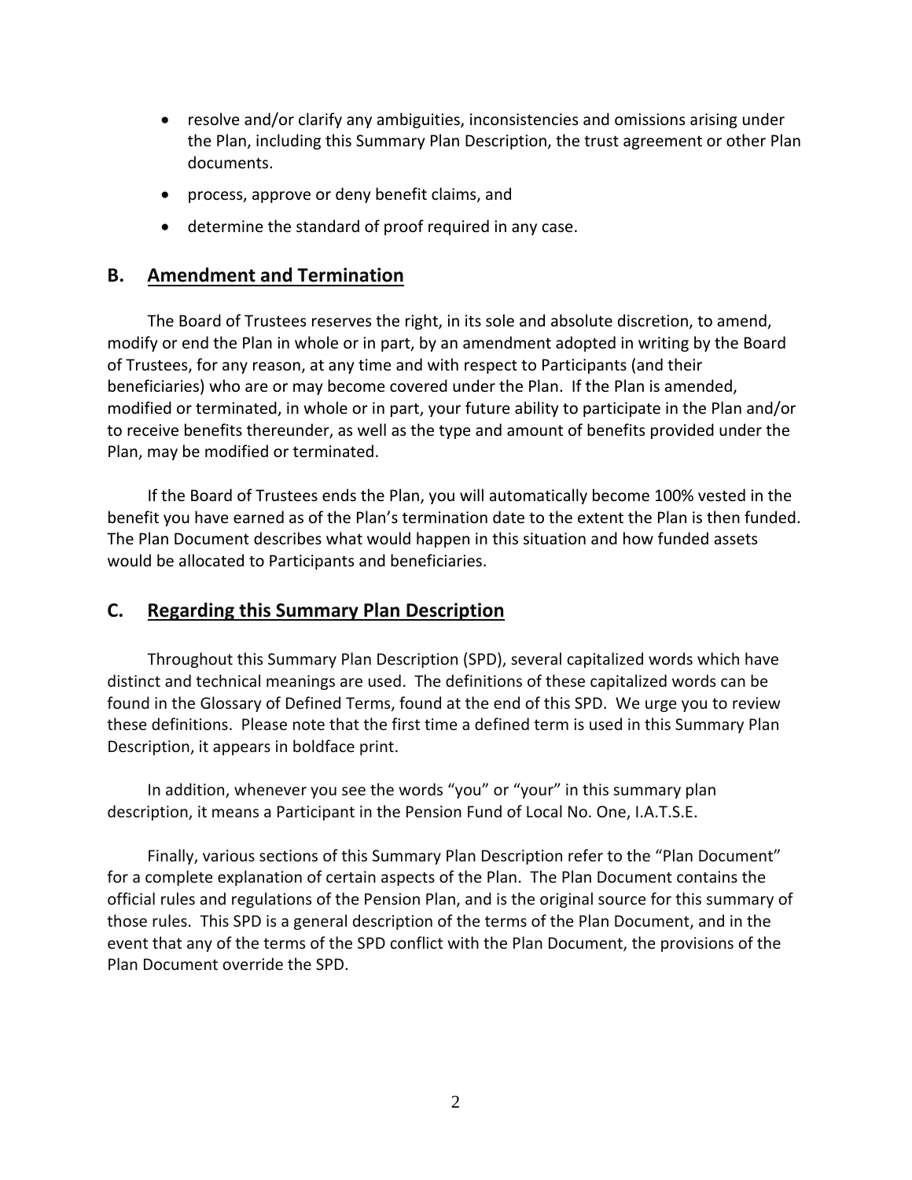- resolve and/or clarify any ambiguities, inconsistencies and omissions arising under the Plan, including this Summary Plan Description, the trust agreement or other Plan documents.
- process, approve or deny benefit claims, and
- determine the standard of proof required in any case.

## B. Amendment and Termination

The Board of Trustees reserves the right, in its sole and absolute discretion, to amend, modify or end the Plan in whole or in part, by an amendment adopted in writing by the Board of Trustees, for any reason, at any time and with respect to Participants (and their beneficiaries) who are or may become covered under the Plan. If the Plan is amended, modified or terminated, in whole or in part, your future ability to participate in the Plan and/or to receive benefits thereunder, as well as the type and amount of benefits provided under the Plan, may be modified or terminated.

If the Board of Trustees ends the Plan, you will automatically become 100% vested in the benefit you have earned as of the Plan's termination date to the extent the Plan is then funded. The Plan Document describes what would happen in this situation and how funded assets would be allocated to Participants and beneficiaries.

## C. Regarding this Summary Plan Description

Throughout this Summary Plan Description (SPD), several capitalized words which have distinct and technical meanings are used. The definitions of these capitalized words can be found in the Glossary of Defined Terms, found at the end of this SPD. We urge you to review these definitions. Please note that the first time a defined term is used in this Summary Plan Description, it appears in boldface print.

In addition, whenever you see the words "you" or "your" in this summary plan description, it means a Participant in the Pension Fund of Local No. One, I.A.T.S.E.

Finally, various sections of this Summary Plan Description refer to the "Plan Document" for a complete explanation of certain aspects of the Plan. The Plan Document contains the official rules and regulations of the Pension Plan, and is the original source for this summary of those rules. This SPD is a general description of the terms of the Plan Document, and in the event that any of the terms of the SPD conflict with the Plan Document, the provisions of the Plan Document override the SPD.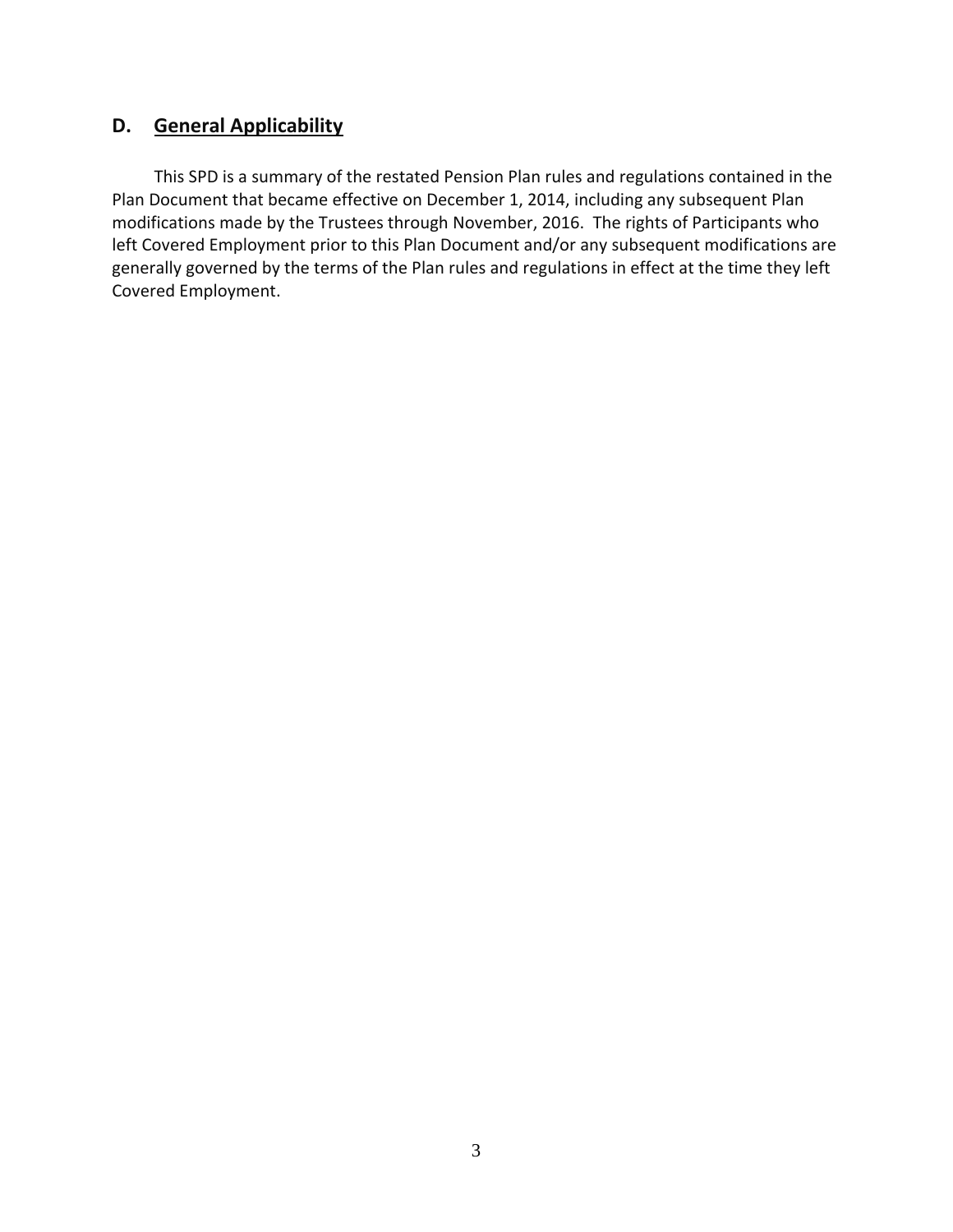## D. General Applicability

This SPD is a summary of the restated Pension Plan rules and regulations contained in the Plan Document that became effective on December 1, 2014, including any subsequent Plan modifications made by the Trustees through November, 2016. The rights of Participants who left Covered Employment prior to this Plan Document and/or any subsequent modifications are generally governed by the terms of the Plan rules and regulations in effect at the time they left Covered Employment.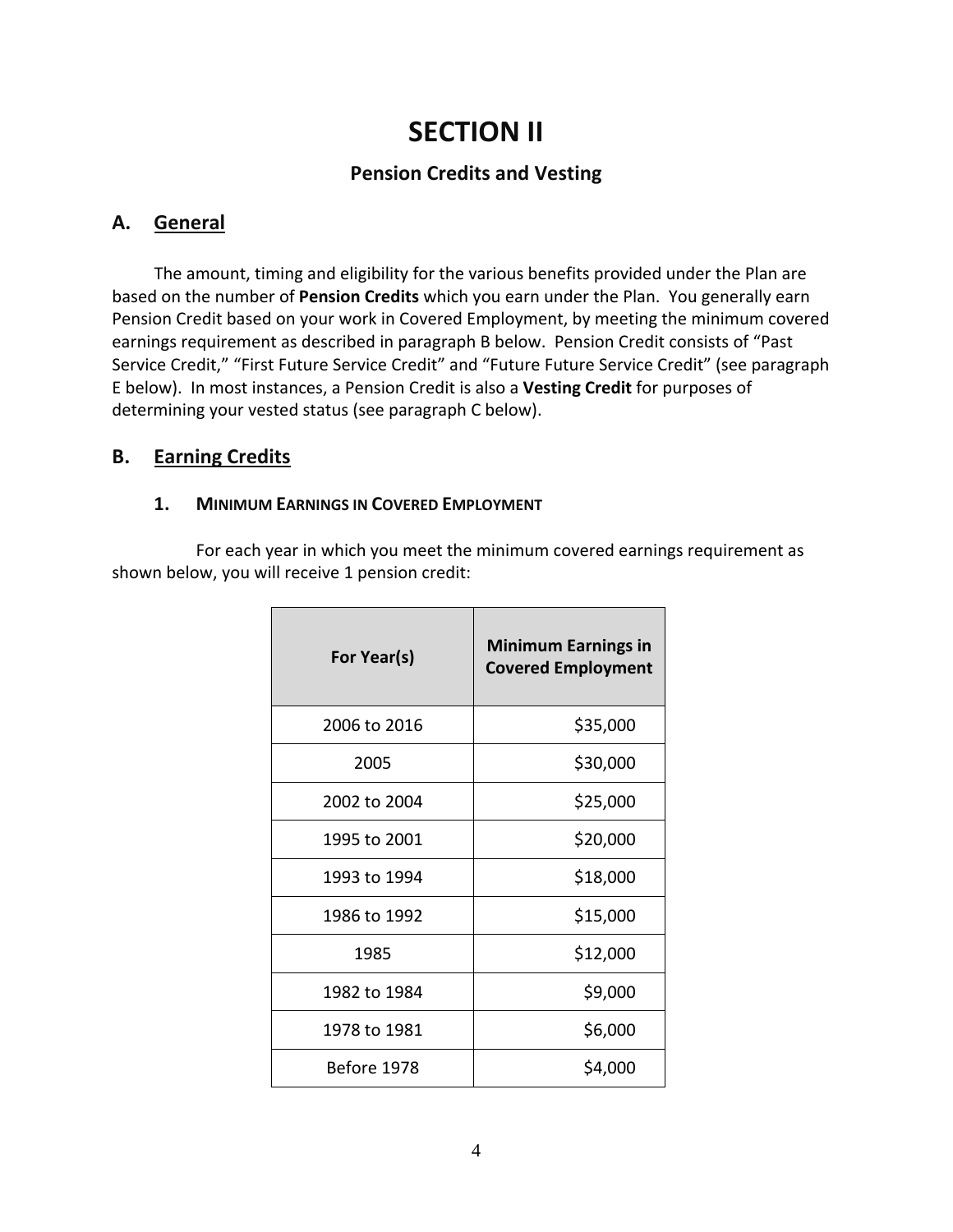# SECTION II

## Pensions Credits and Vesting

## A. General

The amount, timing and eligibility for the various benefits provided under the Plan are based on the number of **Pension Credits** which you earn under the Plan. You generally earn Pension Credit based on your work in Covered Employment, by meeting the minimum covered earnings requirement as described in paragraph B below. Pension Credit consists of "Past Service Credit," "First Future Service Credit" and "Future Future Service Credit" (see paragraph E below). In most instances, a Pension Credit is also a **Vesting Credit** for purposes of determining your vested status (see paragraph C below).

## B. Earning Credits

### 1. Minimum Earnings in Covered Employment

For each year in which you meet the minimum covered earnings requirement as shown below, you will receive 1 pension credit:

| For Year(s) | Minimum Earnings in Covered Employment |
|---|---|
| 2006 to 2016 | $35,000 |
| 2005 | $30,000 |
| 2002 to 2004 | $25,000 |
| 1995 to 2001 | $20,000 |
| 1993 to 1994 | $18,000 |
| 1986 to 1992 | $15,000 |
| 1985 | $12,000 |
| 1982 to 1984 | $9,000 |
| 1978 to 1981 | $6,000 |
| Before 1978 | $4,000 |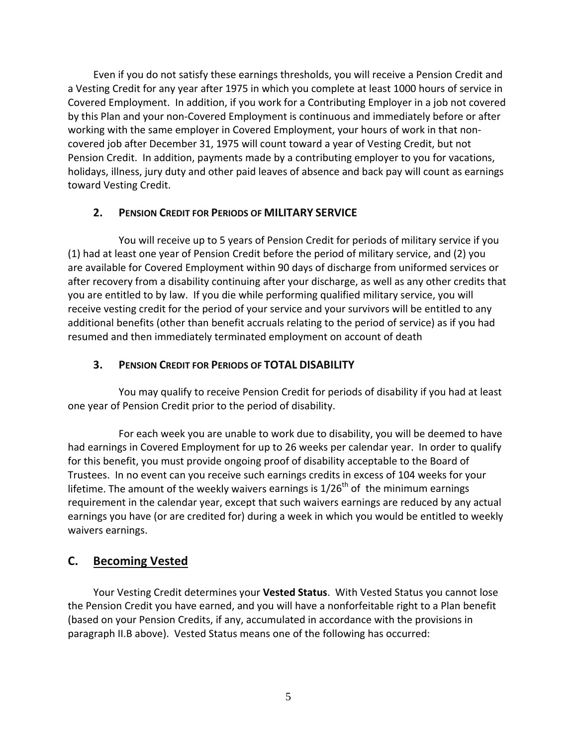Even if you do not satisfy these earnings thresholds, you will receive a Pension Credit and a Vesting Credit for any year after 1975 in which you complete at least 1000 hours of service in Covered Employment. In addition, if you work for a Contributing Employer in a job not covered by this Plan and your non-Covered Employment is continuous and immediately before or after working with the same employer in Covered Employment, your hours of work in that non-covered job after December 31, 1975 will count toward a year of Vesting Credit, but not Pension Credit. In addition, payments made by a contributing employer to you for vacations, holidays, illness, jury duty and other paid leaves of absence and back pay will count as earnings toward Vesting Credit.

### 2. PENSION CREDIT FOR PERIODS OF MILITARY SERVICE

You will receive up to 5 years of Pension Credit for periods of military service if you (1) had at least one year of Pension Credit before the period of military service, and (2) you are available for Covered Employment within 90 days of discharge from uniformed services or after recovery from a disability continuing after your discharge, as well as any other credits that you are entitled to by law. If you die while performing qualified military service, you will receive vesting credit for the period of your service and your survivors will be entitled to any additional benefits (other than benefit accruals relating to the period of service) as if you had resumed and then immediately terminated employment on account of death

### 3. PENSION CREDIT FOR PERIODS OF TOTAL DISABILITY

You may qualify to receive Pension Credit for periods of disability if you had at least one year of Pension Credit prior to the period of disability.

For each week you are unable to work due to disability, you will be deemed to have had earnings in Covered Employment for up to 26 weeks per calendar year. In order to qualify for this benefit, you must provide ongoing proof of disability acceptable to the Board of Trustees. In no event can you receive such earnings credits in excess of 104 weeks for your lifetime. The amount of the weekly waivers earnings is 1/26th of the minimum earnings requirement in the calendar year, except that such waivers earnings are reduced by any actual earnings you have (or are credited for) during a week in which you would be entitled to weekly waivers earnings.

## C. Becoming Vested

Your Vesting Credit determines your **Vested Status**. With Vested Status you cannot lose the Pension Credit you have earned, and you will have a nonforfeitable right to a Plan benefit (based on your Pension Credits, if any, accumulated in accordance with the provisions in paragraph II.B above). Vested Status means one of the following has occurred: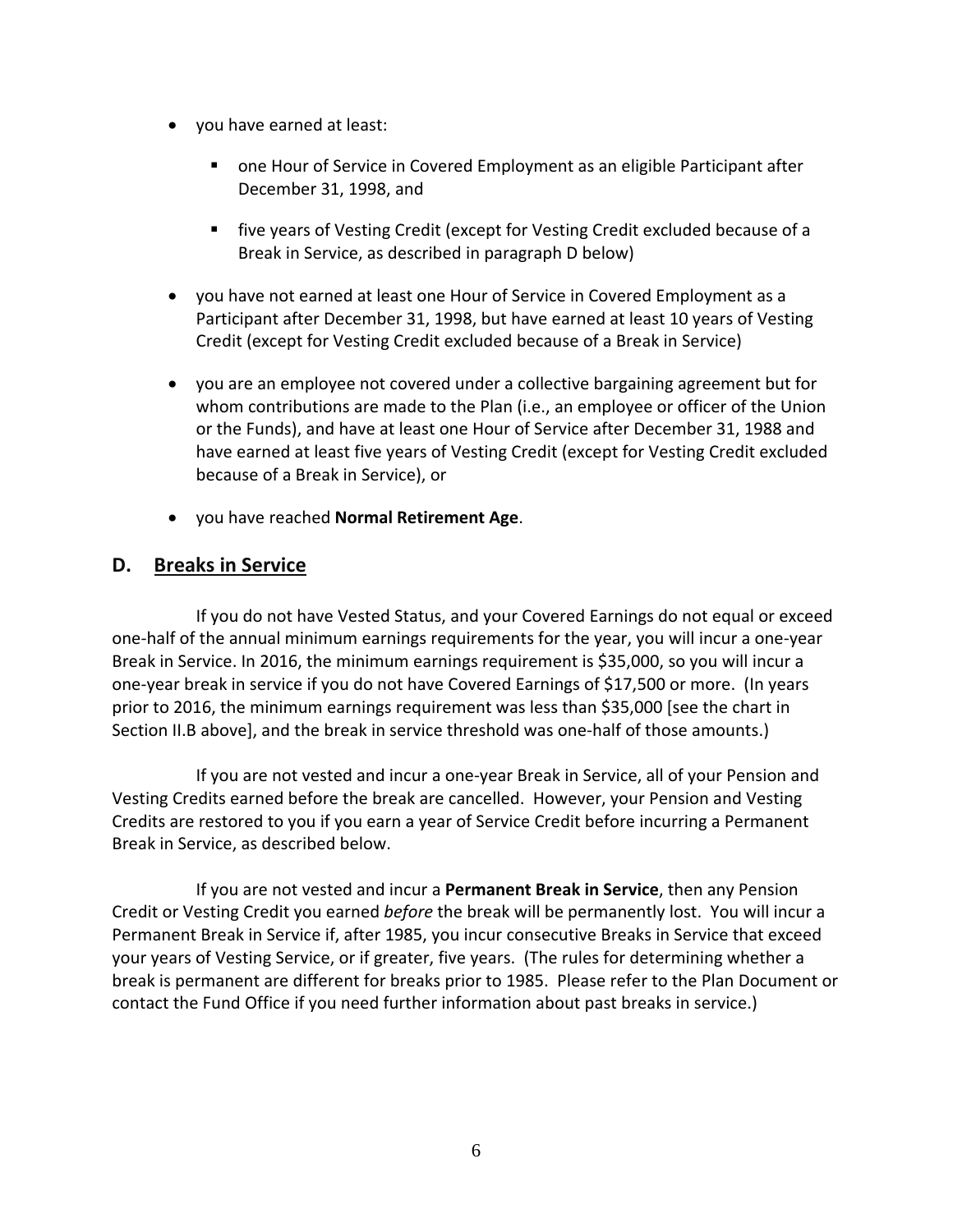- you have earned at least:
  - one Hour of Service in Covered Employment as an eligible Participant after December 31, 1998, and
  - five years of Vesting Credit (except for Vesting Credit excluded because of a Break in Service, as described in paragraph D below)
- you have not earned at least one Hour of Service in Covered Employment as a Participant after December 31, 1998, but have earned at least 10 years of Vesting Credit (except for Vesting Credit excluded because of a Break in Service)
- you are an employee not covered under a collective bargaining agreement but for whom contributions are made to the Plan (i.e., an employee or officer of the Union or the Funds), and have at least one Hour of Service after December 31, 1988 and have earned at least five years of Vesting Credit (except for Vesting Credit excluded because of a Break in Service), or
- you have reached **Normal Retirement Age**.

## D. Breaks in Service

If you do not have Vested Status, and your Covered Earnings do not equal or exceed one-half of the annual minimum earnings requirements for the year, you will incur a one-year Break in Service. In 2016, the minimum earnings requirement is $35,000, so you will incur a one-year break in service if you do not have Covered Earnings of $17,500 or more. (In years prior to 2016, the minimum earnings requirement was less than $35,000 [see the chart in Section II.B above], and the break in service threshold was one-half of those amounts.)

If you are not vested and incur a one-year Break in Service, all of your Pension and Vesting Credits earned before the break are cancelled. However, your Pension and Vesting Credits are restored to you if you earn a year of Service Credit before incurring a Permanent Break in Service, as described below.

If you are not vested and incur a **Permanent Break in Service**, then any Pension Credit or Vesting Credit you earned *before* the break will be permanently lost. You will incur a Permanent Break in Service if, after 1985, you incur consecutive Breaks in Service that exceed your years of Vesting Service, or if greater, five years. (The rules for determining whether a break is permanent are different for breaks prior to 1985. Please refer to the Plan Document or contact the Fund Office if you need further information about past breaks in service.)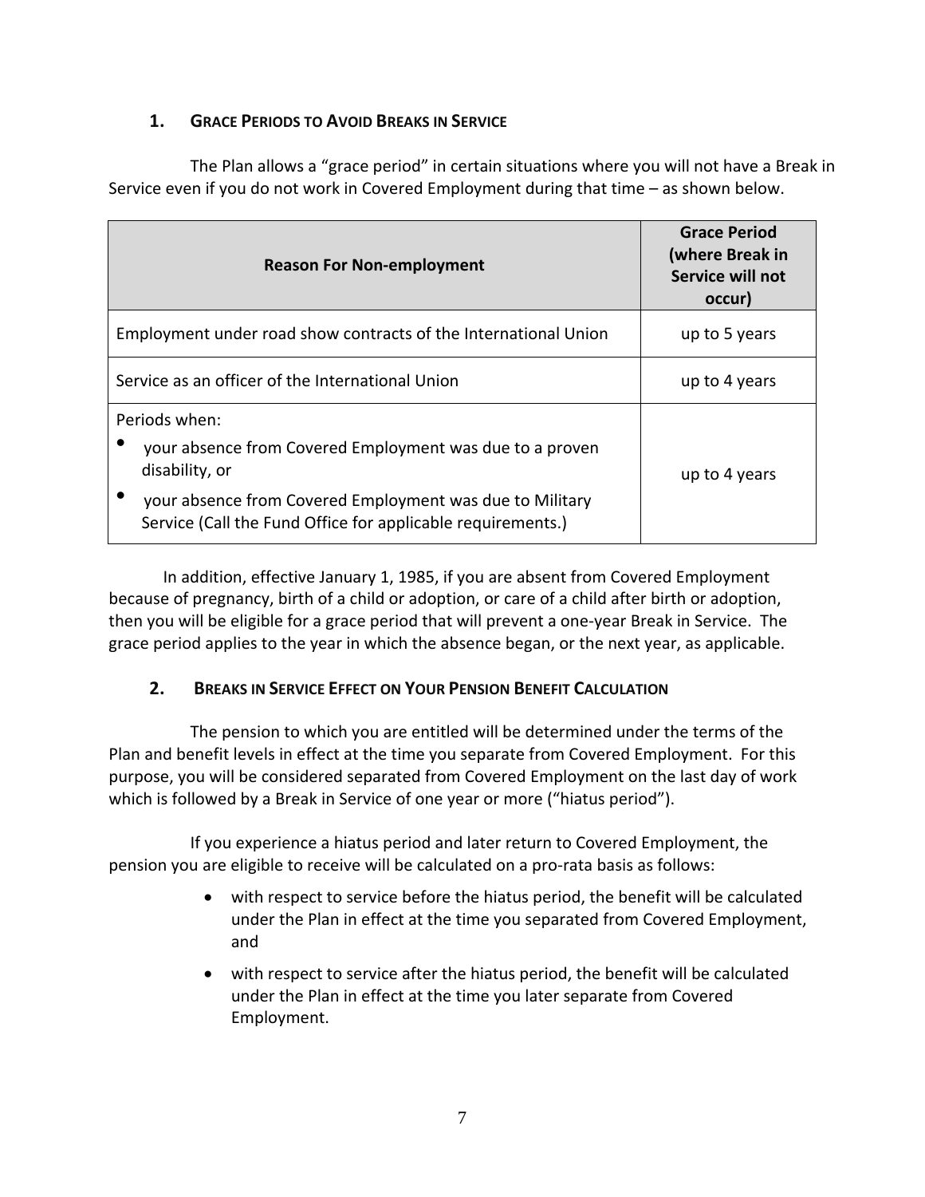### 1. Grace Periods to Avoid Breaks in Service

The Plan allows a "grace period" in certain situations where you will not have a Break in Service even if you do not work in Covered Employment during that time – as shown below.

| Reason For Non-employment | Grace Period (where Break in Service will not occur) |
| --- | --- |
| Employment under road show contracts of the International Union | up to 5 years |
| Service as an officer of the International Union | up to 4 years |
| Periods when:<br>• your absence from Covered Employment was due to a proven disability, or<br>• your absence from Covered Employment was due to Military Service (Call the Fund Office for applicable requirements.) | up to 4 years |

In addition, effective January 1, 1985, if you are absent from Covered Employment because of pregnancy, birth of a child or adoption, or care of a child after birth or adoption, then you will be eligible for a grace period that will prevent a one-year Break in Service. The grace period applies to the year in which the absence began, or the next year, as applicable.

### 2. Breaks in Service Effect on Your Pension Benefit Calculation

The pension to which you are entitled will be determined under the terms of the Plan and benefit levels in effect at the time you separate from Covered Employment. For this purpose, you will be considered separated from Covered Employment on the last day of work which is followed by a Break in Service of one year or more ("hiatus period").

If you experience a hiatus period and later return to Covered Employment, the pension you are eligible to receive will be calculated on a pro-rata basis as follows:

- with respect to service before the hiatus period, the benefit will be calculated under the Plan in effect at the time you separated from Covered Employment, and
- with respect to service after the hiatus period, the benefit will be calculated under the Plan in effect at the time you later separate from Covered Employment.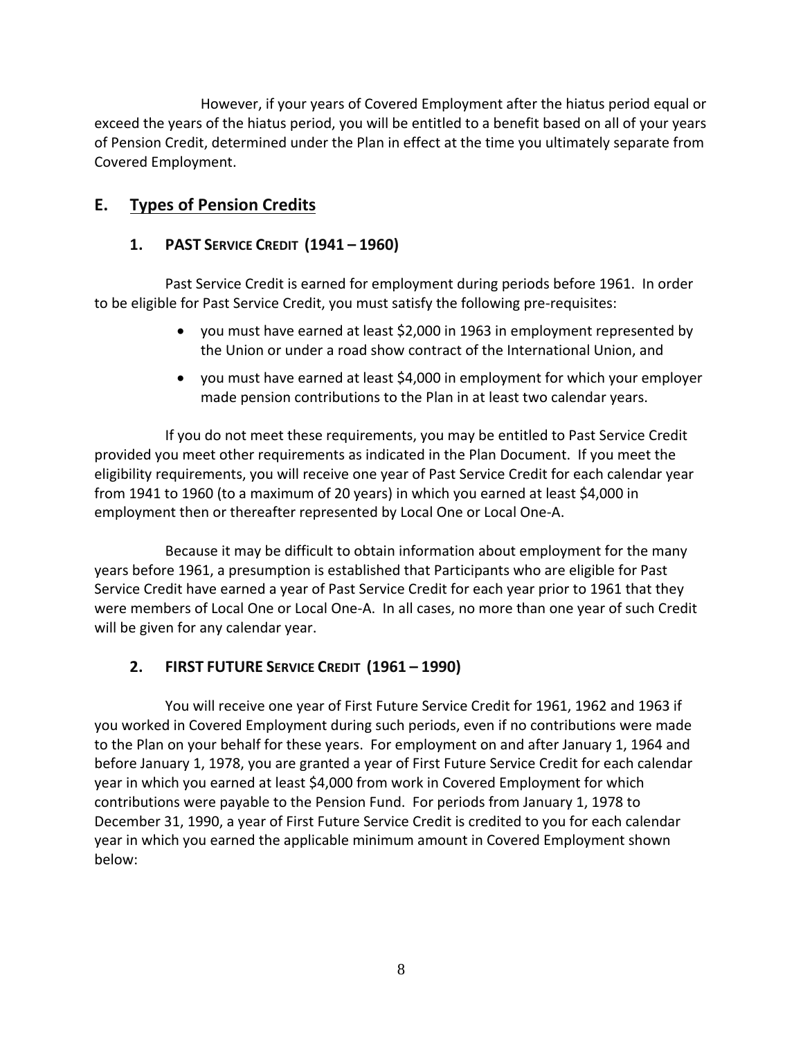However, if your years of Covered Employment after the hiatus period equal or exceed the years of the hiatus period, you will be entitled to a benefit based on all of your years of Pension Credit, determined under the Plan in effect at the time you ultimately separate from Covered Employment.

## E. Types of Pension Credits

### 1. PAST SERVICE CREDIT (1941 – 1960)

Past Service Credit is earned for employment during periods before 1961. In order to be eligible for Past Service Credit, you must satisfy the following pre-requisites:

- you must have earned at least $2,000 in 1963 in employment represented by the Union or under a road show contract of the International Union, and
- you must have earned at least $4,000 in employment for which your employer made pension contributions to the Plan in at least two calendar years.

If you do not meet these requirements, you may be entitled to Past Service Credit provided you meet other requirements as indicated in the Plan Document. If you meet the eligibility requirements, you will receive one year of Past Service Credit for each calendar year from 1941 to 1960 (to a maximum of 20 years) in which you earned at least $4,000 in employment then or thereafter represented by Local One or Local One-A.

Because it may be difficult to obtain information about employment for the many years before 1961, a presumption is established that Participants who are eligible for Past Service Credit have earned a year of Past Service Credit for each year prior to 1961 that they were members of Local One or Local One-A. In all cases, no more than one year of such Credit will be given for any calendar year.

### 2. FIRST FUTURE SERVICE CREDIT (1961 – 1990)

You will receive one year of First Future Service Credit for 1961, 1962 and 1963 if you worked in Covered Employment during such periods, even if no contributions were made to the Plan on your behalf for these years. For employment on and after January 1, 1964 and before January 1, 1978, you are granted a year of First Future Service Credit for each calendar year in which you earned at least $4,000 from work in Covered Employment for which contributions were payable to the Pension Fund. For periods from January 1, 1978 to December 31, 1990, a year of First Future Service Credit is credited to you for each calendar year in which you earned the applicable minimum amount in Covered Employment shown below: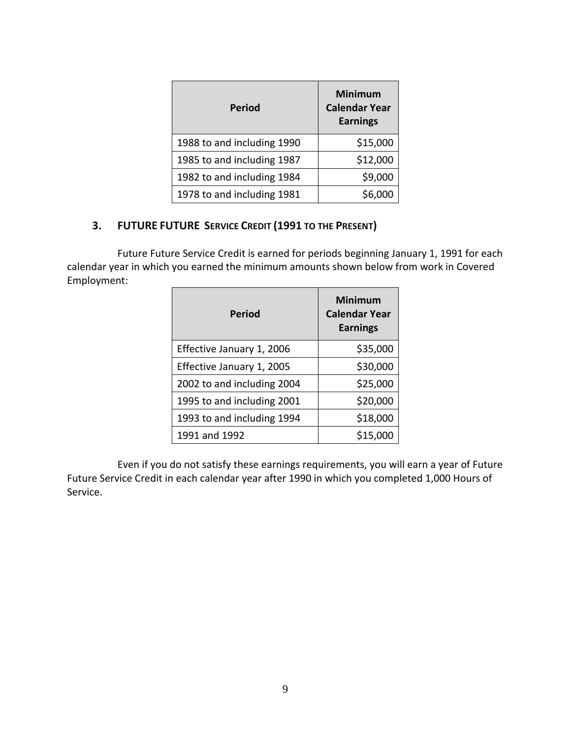| Period | Minimum Calendar Year Earnings |
|---|---|
| 1988 to and including 1990 | $15,000 |
| 1985 to and including 1987 | $12,000 |
| 1982 to and including 1984 | $9,000 |
| 1978 to and including 1981 | $6,000 |

### 3. FUTURE FUTURE SERVICE CREDIT (1991 TO THE PRESENT)

Future Future Service Credit is earned for periods beginning January 1, 1991 for each calendar year in which you earned the minimum amounts shown below from work in Covered Employment:

| Period | Minimum Calendar Year Earnings |
|---|---|
| Effective January 1, 2006 | $35,000 |
| Effective January 1, 2005 | $30,000 |
| 2002 to and including 2004 | $25,000 |
| 1995 to and including 2001 | $20,000 |
| 1993 to and including 1994 | $18,000 |
| 1991 and 1992 | $15,000 |

Even if you do not satisfy these earnings requirements, you will earn a year of Future Future Service Credit in each calendar year after 1990 in which you completed 1,000 Hours of Service.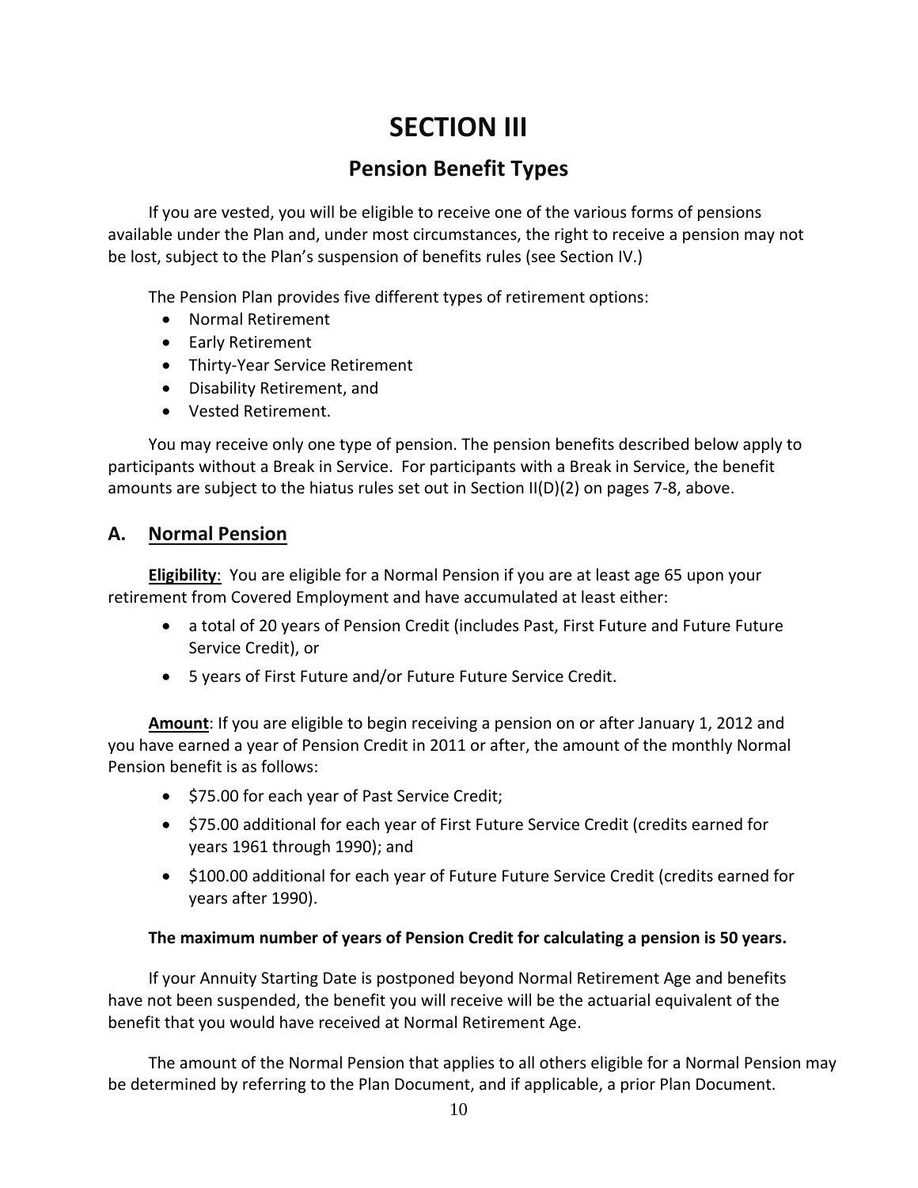# SECTION III

## Pension Benefit Types

If you are vested, you will be eligible to receive one of the various forms of pensions available under the Plan and, under most circumstances, the right to receive a pension may not be lost, subject to the Plan's suspension of benefits rules (see Section IV.)

The Pension Plan provides five different types of retirement options:

- Normal Retirement
- Early Retirement
- Thirty-Year Service Retirement
- Disability Retirement, and
- Vested Retirement.

You may receive only one type of pension. The pension benefits described below apply to participants without a Break in Service. For participants with a Break in Service, the benefit amounts are subject to the hiatus rules set out in Section II(D)(2) on pages 7-8, above.

### A. Normal Pension

**Eligibility**: You are eligible for a Normal Pension if you are at least age 65 upon your retirement from Covered Employment and have accumulated at least either:

- a total of 20 years of Pension Credit (includes Past, First Future and Future Future Service Credit), or
- 5 years of First Future and/or Future Future Service Credit.

**Amount**: If you are eligible to begin receiving a pension on or after January 1, 2012 and you have earned a year of Pension Credit in 2011 or after, the amount of the monthly Normal Pension benefit is as follows:

- $75.00 for each year of Past Service Credit;
- $75.00 additional for each year of First Future Service Credit (credits earned for years 1961 through 1990); and
- $100.00 additional for each year of Future Future Service Credit (credits earned for years after 1990).

**The maximum number of years of Pension Credit for calculating a pension is 50 years.**

If your Annuity Starting Date is postponed beyond Normal Retirement Age and benefits have not been suspended, the benefit you will receive will be the actuarial equivalent of the benefit that you would have received at Normal Retirement Age.

The amount of the Normal Pension that applies to all others eligible for a Normal Pension may be determined by referring to the Plan Document, and if applicable, a prior Plan Document.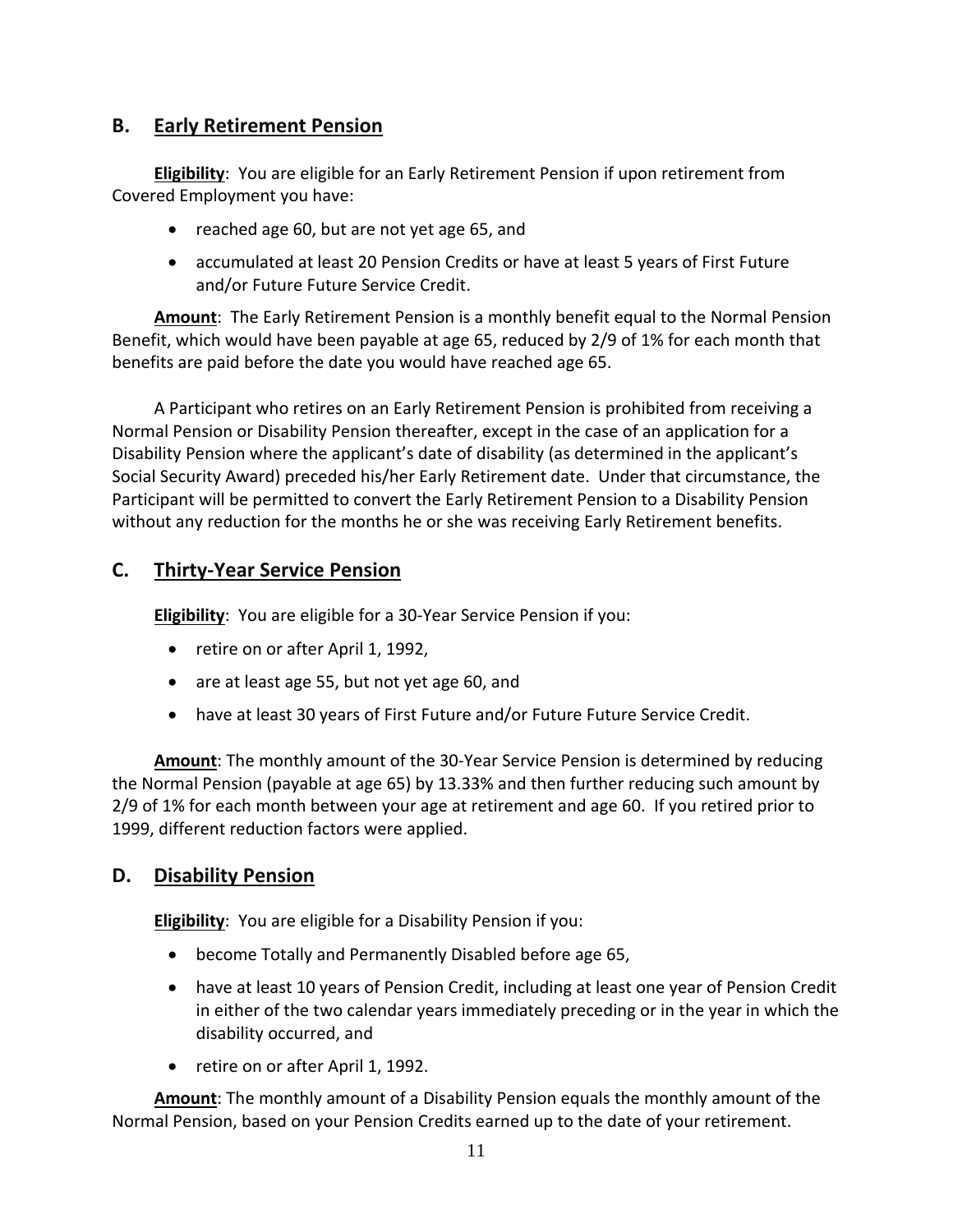## B. Early Retirement Pension

**Eligibility**: You are eligible for an Early Retirement Pension if upon retirement from Covered Employment you have:

- reached age 60, but are not yet age 65, and
- accumulated at least 20 Pension Credits or have at least 5 years of First Future and/or Future Future Service Credit.

**Amount**: The Early Retirement Pension is a monthly benefit equal to the Normal Pension Benefit, which would have been payable at age 65, reduced by 2/9 of 1% for each month that benefits are paid before the date you would have reached age 65.

A Participant who retires on an Early Retirement Pension is prohibited from receiving a Normal Pension or Disability Pension thereafter, except in the case of an application for a Disability Pension where the applicant's date of disability (as determined in the applicant's Social Security Award) preceded his/her Early Retirement date. Under that circumstance, the Participant will be permitted to convert the Early Retirement Pension to a Disability Pension without any reduction for the months he or she was receiving Early Retirement benefits.

## C. Thirty-Year Service Pension

**Eligibility**: You are eligible for a 30-Year Service Pension if you:

- retire on or after April 1, 1992,
- are at least age 55, but not yet age 60, and
- have at least 30 years of First Future and/or Future Future Service Credit.

**Amount**: The monthly amount of the 30-Year Service Pension is determined by reducing the Normal Pension (payable at age 65) by 13.33% and then further reducing such amount by 2/9 of 1% for each month between your age at retirement and age 60. If you retired prior to 1999, different reduction factors were applied.

## D. Disability Pension

**Eligibility**: You are eligible for a Disability Pension if you:

- become Totally and Permanently Disabled before age 65,
- have at least 10 years of Pension Credit, including at least one year of Pension Credit in either of the two calendar years immediately preceding or in the year in which the disability occurred, and
- retire on or after April 1, 1992.

**Amount**: The monthly amount of a Disability Pension equals the monthly amount of the Normal Pension, based on your Pension Credits earned up to the date of your retirement.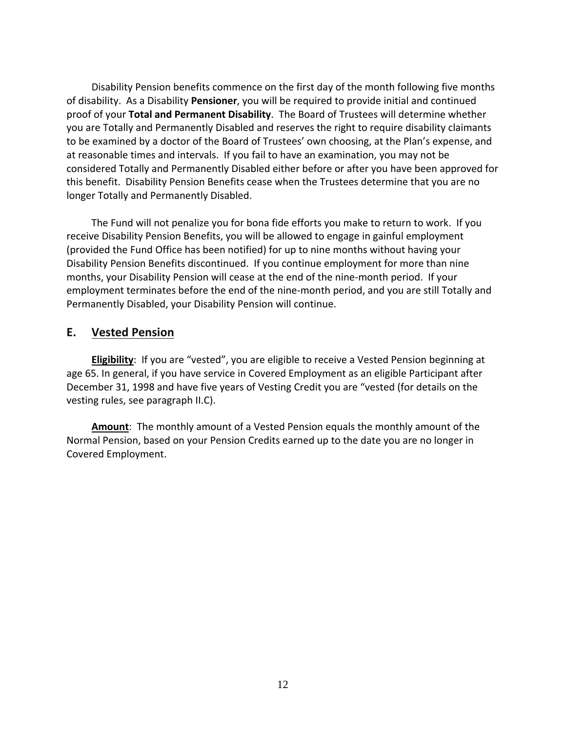Disability Pension benefits commence on the first day of the month following five months of disability. As a Disability **Pensioner**, you will be required to provide initial and continued proof of your **Total and Permanent Disability**. The Board of Trustees will determine whether you are Totally and Permanently Disabled and reserves the right to require disability claimants to be examined by a doctor of the Board of Trustees' own choosing, at the Plan's expense, and at reasonable times and intervals. If you fail to have an examination, you may not be considered Totally and Permanently Disabled either before or after you have been approved for this benefit. Disability Pension Benefits cease when the Trustees determine that you are no longer Totally and Permanently Disabled.

The Fund will not penalize you for bona fide efforts you make to return to work. If you receive Disability Pension Benefits, you will be allowed to engage in gainful employment (provided the Fund Office has been notified) for up to nine months without having your Disability Pension Benefits discontinued. If you continue employment for more than nine months, your Disability Pension will cease at the end of the nine-month period. If your employment terminates before the end of the nine-month period, and you are still Totally and Permanently Disabled, your Disability Pension will continue.

## E. Vested Pension

**Eligibility**: If you are "vested", you are eligible to receive a Vested Pension beginning at age 65. In general, if you have service in Covered Employment as an eligible Participant after December 31, 1998 and have five years of Vesting Credit you are "vested (for details on the vesting rules, see paragraph II.C).

**Amount**: The monthly amount of a Vested Pension equals the monthly amount of the Normal Pension, based on your Pension Credits earned up to the date you are no longer in Covered Employment.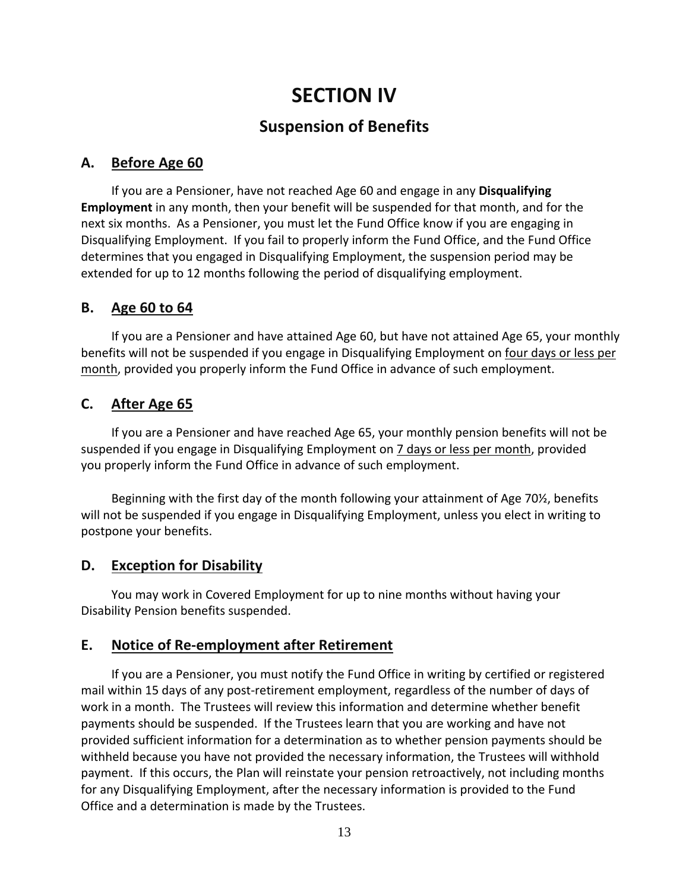# SECTION IV

## Suspension of Benefits

### A. <u>Before Age 60</u>

If you are a Pensioner, have not reached Age 60 and engage in any **Disqualifying Employment** in any month, then your benefit will be suspended for that month, and for the next six months. As a Pensioner, you must let the Fund Office know if you are engaging in Disqualifying Employment. If you fail to properly inform the Fund Office, and the Fund Office determines that you engaged in Disqualifying Employment, the suspension period may be extended for up to 12 months following the period of disqualifying employment.

### B. <u>Age 60 to 64</u>

If you are a Pensioner and have attained Age 60, but have not attained Age 65, your monthly benefits will not be suspended if you engage in Disqualifying Employment on <u>four days or less per month</u>, provided you properly inform the Fund Office in advance of such employment.

### C. <u>After Age 65</u>

If you are a Pensioner and have reached Age 65, your monthly pension benefits will not be suspended if you engage in Disqualifying Employment on <u>7 days or less per month</u>, provided you properly inform the Fund Office in advance of such employment.

Beginning with the first day of the month following your attainment of Age 70½, benefits will not be suspended if you engage in Disqualifying Employment, unless you elect in writing to postpone your benefits.

### D. <u>Exception for Disability</u>

You may work in Covered Employment for up to nine months without having your Disability Pension benefits suspended.

### E. <u>Notice of Re-employment after Retirement</u>

If you are a Pensioner, you must notify the Fund Office in writing by certified or registered mail within 15 days of any post-retirement employment, regardless of the number of days of work in a month. The Trustees will review this information and determine whether benefit payments should be suspended. If the Trustees learn that you are working and have not provided sufficient information for a determination as to whether pension payments should be withheld because you have not provided the necessary information, the Trustees will withhold payment. If this occurs, the Plan will reinstate your pension retroactively, not including months for any Disqualifying Employment, after the necessary information is provided to the Fund Office and a determination is made by the Trustees.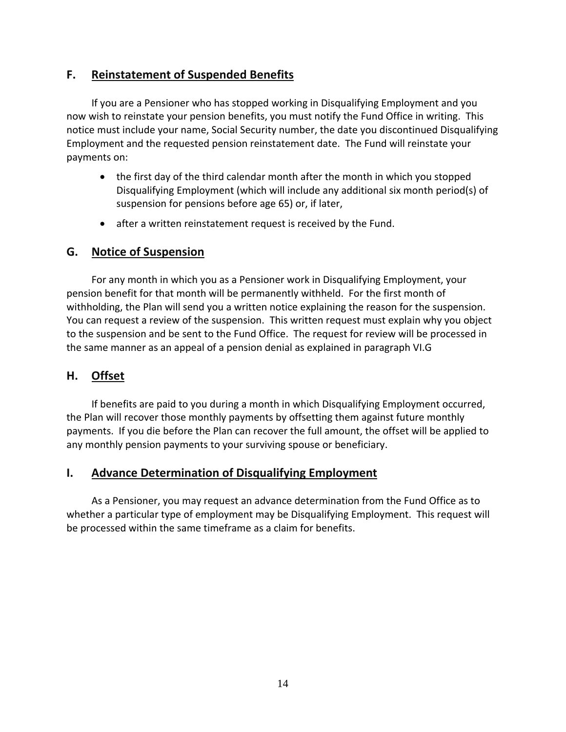## F. Reinstatement of Suspended Benefits

If you are a Pensioner who has stopped working in Disqualifying Employment and you now wish to reinstate your pension benefits, you must notify the Fund Office in writing. This notice must include your name, Social Security number, the date you discontinued Disqualifying Employment and the requested pension reinstatement date. The Fund will reinstate your payments on:

- the first day of the third calendar month after the month in which you stopped Disqualifying Employment (which will include any additional six month period(s) of suspension for pensions before age 65) or, if later,
- after a written reinstatement request is received by the Fund.

## G. Notice of Suspension

For any month in which you as a Pensioner work in Disqualifying Employment, your pension benefit for that month will be permanently withheld. For the first month of withholding, the Plan will send you a written notice explaining the reason for the suspension. You can request a review of the suspension. This written request must explain why you object to the suspension and be sent to the Fund Office. The request for review will be processed in the same manner as an appeal of a pension denial as explained in paragraph VI.G

## H. Offset

If benefits are paid to you during a month in which Disqualifying Employment occurred, the Plan will recover those monthly payments by offsetting them against future monthly payments. If you die before the Plan can recover the full amount, the offset will be applied to any monthly pension payments to your surviving spouse or beneficiary.

## I. Advance Determination of Disqualifying Employment

As a Pensioner, you may request an advance determination from the Fund Office as to whether a particular type of employment may be Disqualifying Employment. This request will be processed within the same timeframe as a claim for benefits.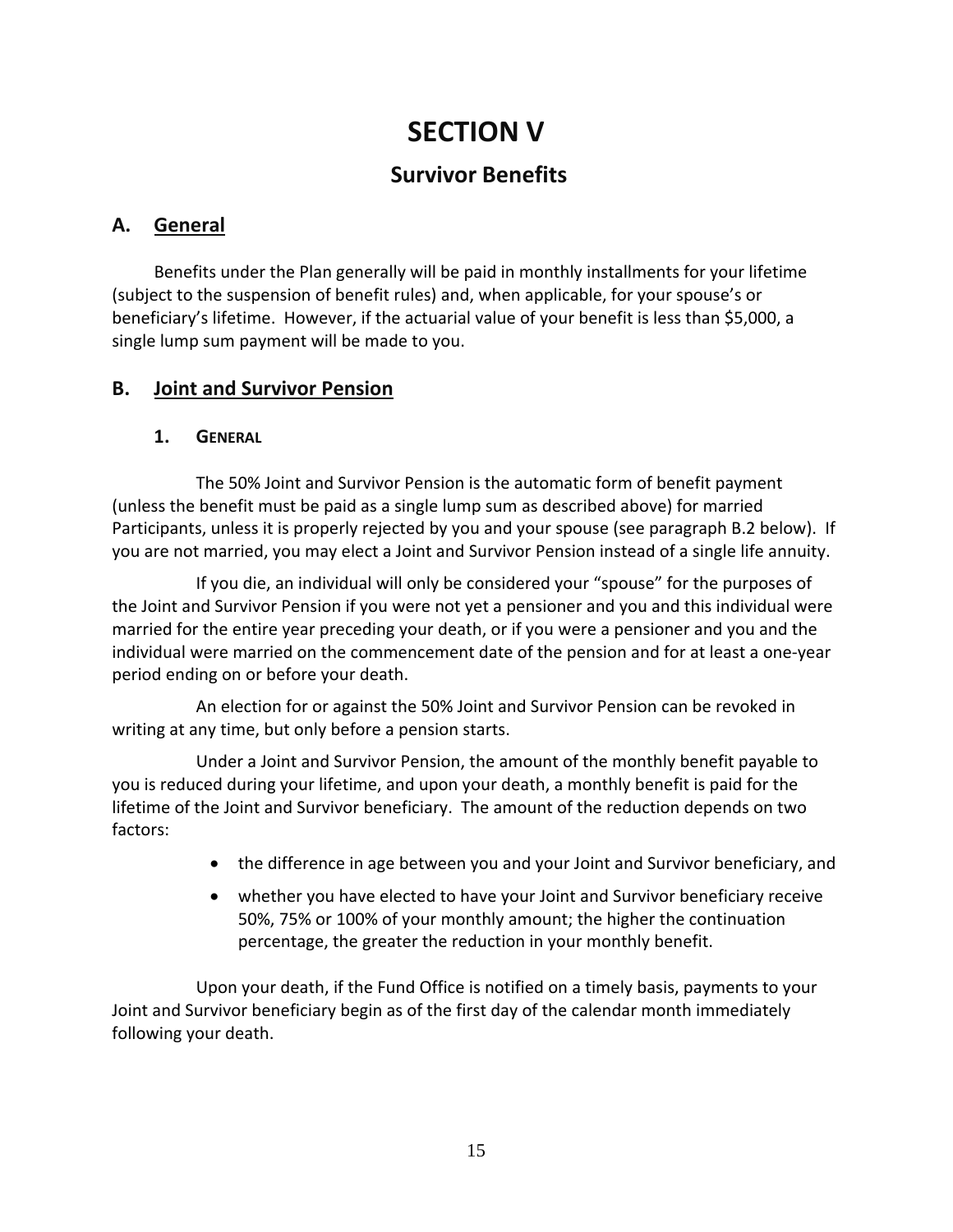# SECTION V

## Survivor Benefits

### A. General

Benefits under the Plan generally will be paid in monthly installments for your lifetime (subject to the suspension of benefit rules) and, when applicable, for your spouse's or beneficiary's lifetime. However, if the actuarial value of your benefit is less than $5,000, a single lump sum payment will be made to you.

### B. Joint and Survivor Pension

#### 1. General

The 50% Joint and Survivor Pension is the automatic form of benefit payment (unless the benefit must be paid as a single lump sum as described above) for married Participants, unless it is properly rejected by you and your spouse (see paragraph B.2 below). If you are not married, you may elect a Joint and Survivor Pension instead of a single life annuity.

If you die, an individual will only be considered your "spouse" for the purposes of the Joint and Survivor Pension if you were not yet a pensioner and you and this individual were married for the entire year preceding your death, or if you were a pensioner and you and the individual were married on the commencement date of the pension and for at least a one-year period ending on or before your death.

An election for or against the 50% Joint and Survivor Pension can be revoked in writing at any time, but only before a pension starts.

Under a Joint and Survivor Pension, the amount of the monthly benefit payable to you is reduced during your lifetime, and upon your death, a monthly benefit is paid for the lifetime of the Joint and Survivor beneficiary. The amount of the reduction depends on two factors:

- the difference in age between you and your Joint and Survivor beneficiary, and
- whether you have elected to have your Joint and Survivor beneficiary receive 50%, 75% or 100% of your monthly amount; the higher the continuation percentage, the greater the reduction in your monthly benefit.

Upon your death, if the Fund Office is notified on a timely basis, payments to your Joint and Survivor beneficiary begin as of the first day of the calendar month immediately following your death.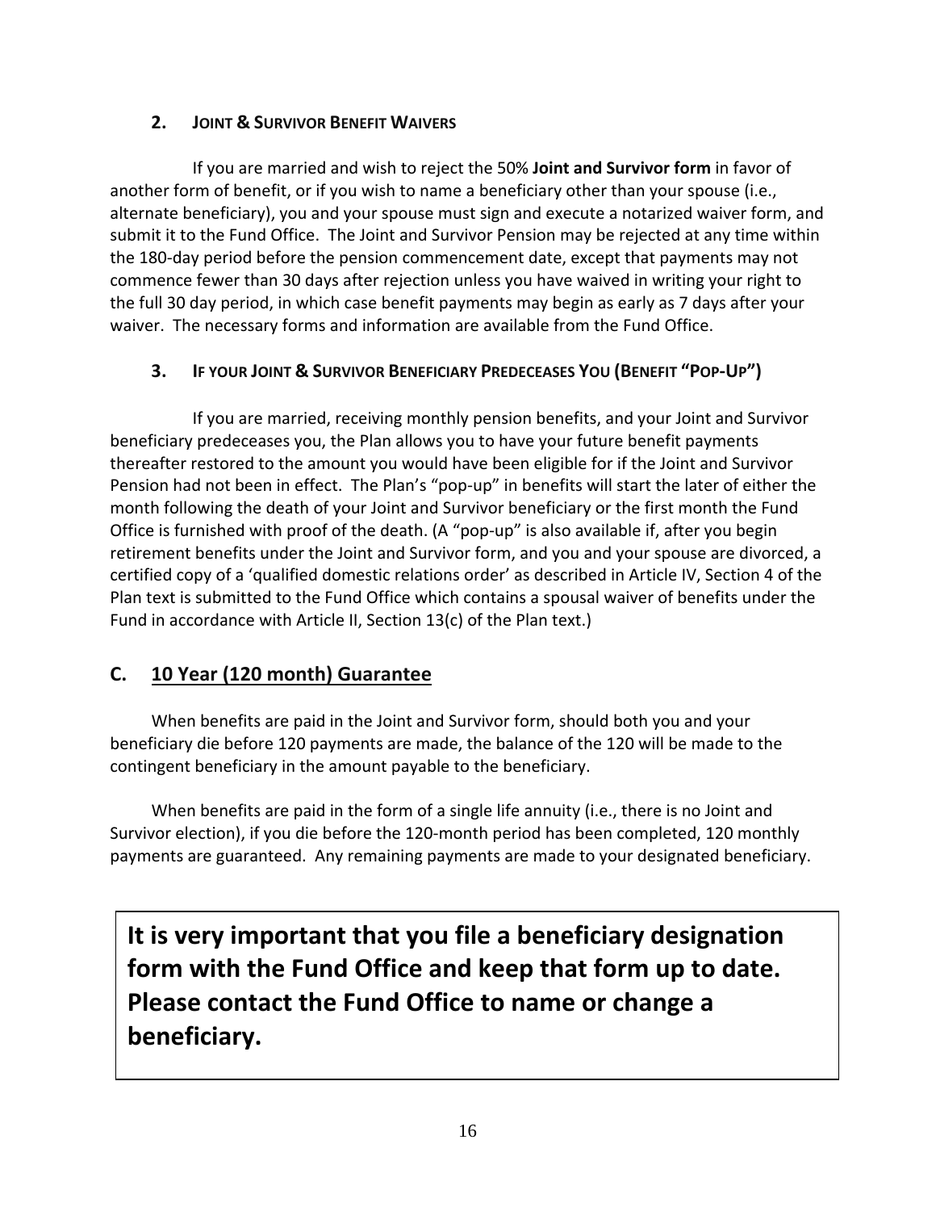### 2. Joint & Survivor Benefit Waivers

If you are married and wish to reject the 50% **Joint and Survivor form** in favor of another form of benefit, or if you wish to name a beneficiary other than your spouse (i.e., alternate beneficiary), you and your spouse must sign and execute a notarized waiver form, and submit it to the Fund Office. The Joint and Survivor Pension may be rejected at any time within the 180-day period before the pension commencement date, except that payments may not commence fewer than 30 days after rejection unless you have waived in writing your right to the full 30 day period, in which case benefit payments may begin as early as 7 days after your waiver. The necessary forms and information are available from the Fund Office.

### 3. If your Joint & Survivor Beneficiary Predeceases You (Benefit "Pop-Up")

If you are married, receiving monthly pension benefits, and your Joint and Survivor beneficiary predeceases you, the Plan allows you to have your future benefit payments thereafter restored to the amount you would have been eligible for if the Joint and Survivor Pension had not been in effect. The Plan's "pop-up" in benefits will start the later of either the month following the death of your Joint and Survivor beneficiary or the first month the Fund Office is furnished with proof of the death. (A "pop-up" is also available if, after you begin retirement benefits under the Joint and Survivor form, and you and your spouse are divorced, a certified copy of a 'qualified domestic relations order' as described in Article IV, Section 4 of the Plan text is submitted to the Fund Office which contains a spousal waiver of benefits under the Fund in accordance with Article II, Section 13(c) of the Plan text.)

## C. 10 Year (120 month) Guarantee

When benefits are paid in the Joint and Survivor form, should both you and your beneficiary die before 120 payments are made, the balance of the 120 will be made to the contingent beneficiary in the amount payable to the beneficiary.

When benefits are paid in the form of a single life annuity (i.e., there is no Joint and Survivor election), if you die before the 120-month period has been completed, 120 monthly payments are guaranteed. Any remaining payments are made to your designated beneficiary.

**It is very important that you file a beneficiary designation form with the Fund Office and keep that form up to date. Please contact the Fund Office to name or change a beneficiary.**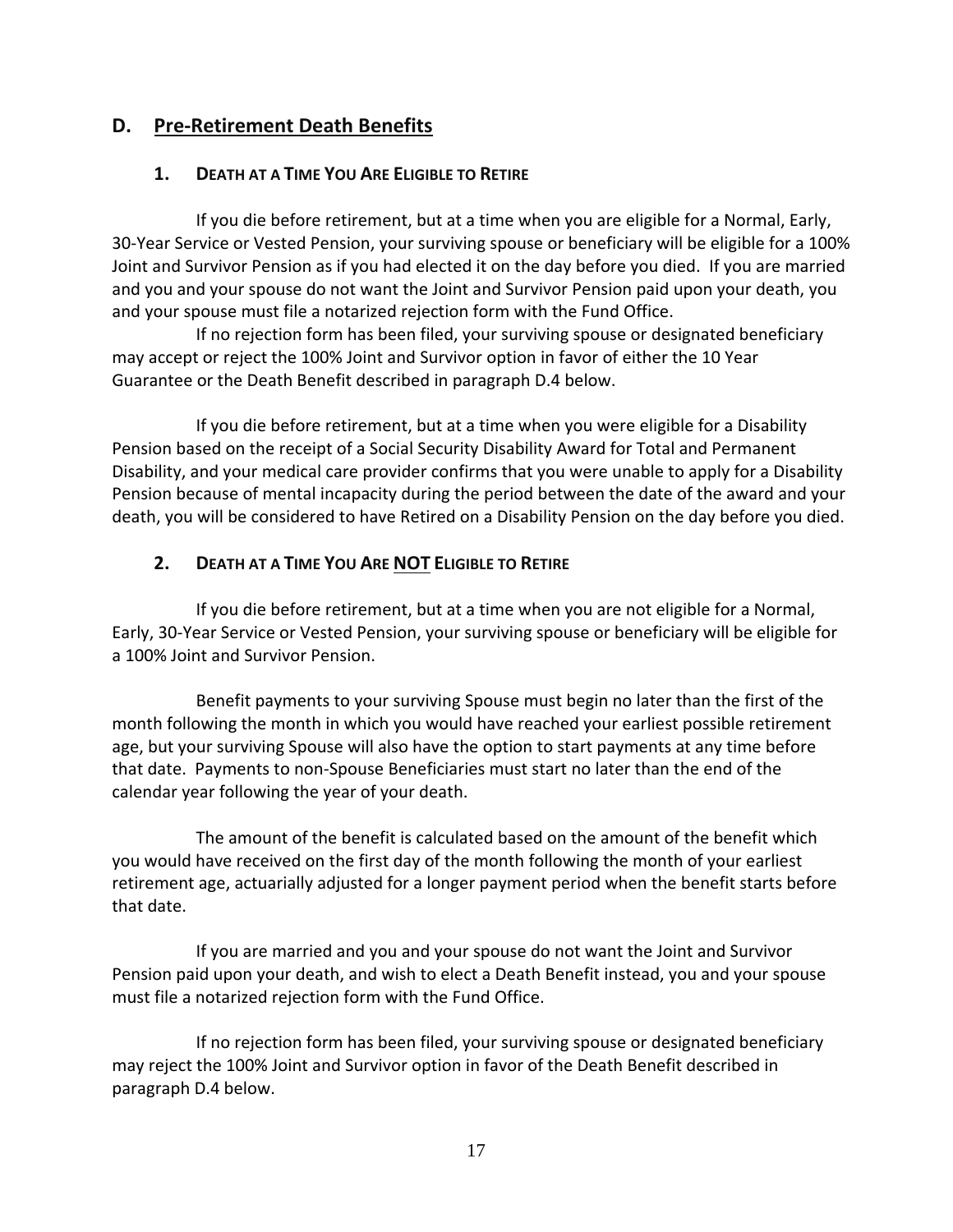## D. Pre-Retirement Death Benefits

### 1. Death at a Time You Are Eligible to Retire

If you die before retirement, but at a time when you are eligible for a Normal, Early, 30-Year Service or Vested Pension, your surviving spouse or beneficiary will be eligible for a 100% Joint and Survivor Pension as if you had elected it on the day before you died. If you are married and you and your spouse do not want the Joint and Survivor Pension paid upon your death, you and your spouse must file a notarized rejection form with the Fund Office.

If no rejection form has been filed, your surviving spouse or designated beneficiary may accept or reject the 100% Joint and Survivor option in favor of either the 10 Year Guarantee or the Death Benefit described in paragraph D.4 below.

If you die before retirement, but at a time when you were eligible for a Disability Pension based on the receipt of a Social Security Disability Award for Total and Permanent Disability, and your medical care provider confirms that you were unable to apply for a Disability Pension because of mental incapacity during the period between the date of the award and your death, you will be considered to have Retired on a Disability Pension on the day before you died.

### 2. Death at a Time You Are <u>NOT</u> Eligible to Retire

If you die before retirement, but at a time when you are not eligible for a Normal, Early, 30-Year Service or Vested Pension, your surviving spouse or beneficiary will be eligible for a 100% Joint and Survivor Pension.

Benefit payments to your surviving Spouse must begin no later than the first of the month following the month in which you would have reached your earliest possible retirement age, but your surviving Spouse will also have the option to start payments at any time before that date. Payments to non-Spouse Beneficiaries must start no later than the end of the calendar year following the year of your death.

The amount of the benefit is calculated based on the amount of the benefit which you would have received on the first day of the month following the month of your earliest retirement age, actuarially adjusted for a longer payment period when the benefit starts before that date.

If you are married and you and your spouse do not want the Joint and Survivor Pension paid upon your death, and wish to elect a Death Benefit instead, you and your spouse must file a notarized rejection form with the Fund Office.

If no rejection form has been filed, your surviving spouse or designated beneficiary may reject the 100% Joint and Survivor option in favor of the Death Benefit described in paragraph D.4 below.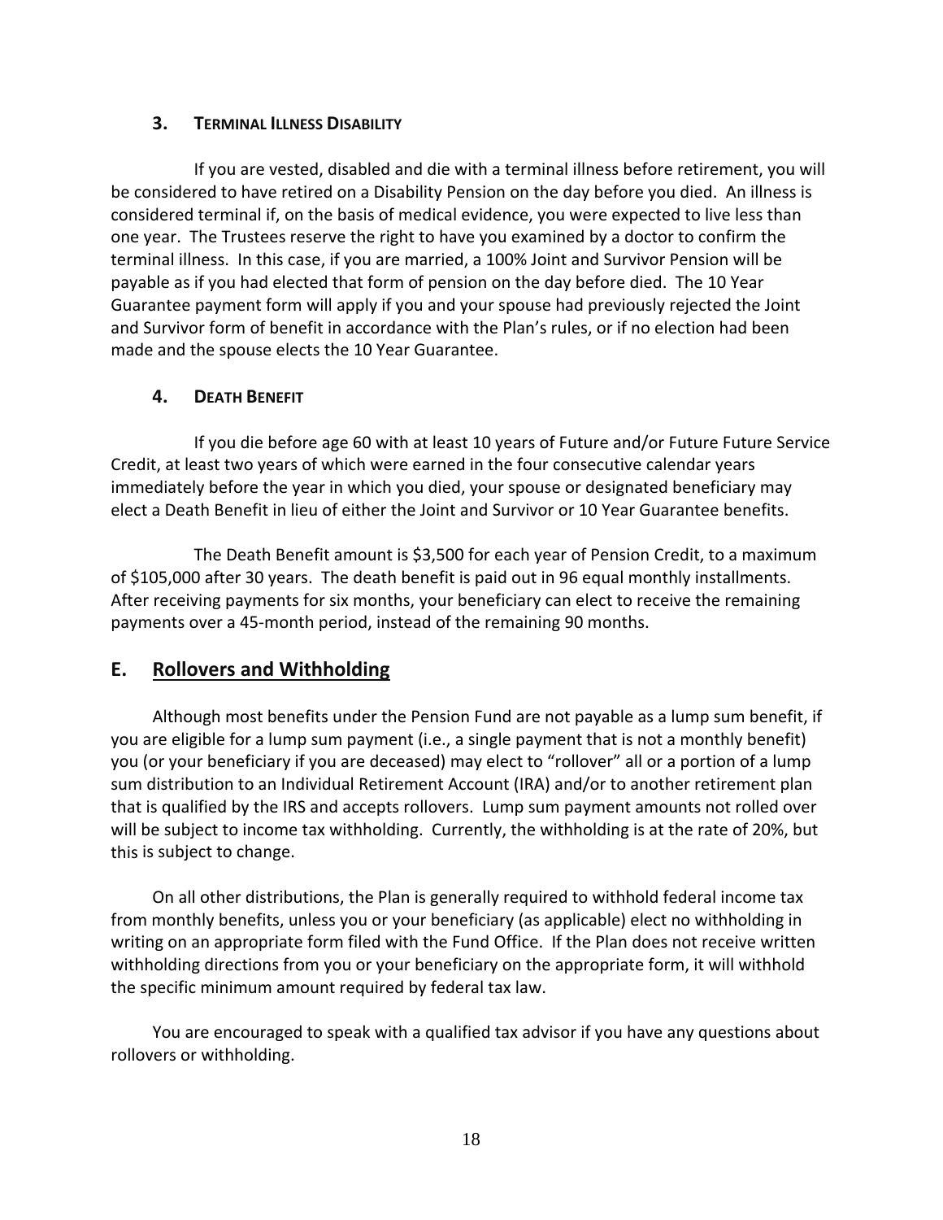### 3. TERMINAL ILLNESS DISABILITY

If you are vested, disabled and die with a terminal illness before retirement, you will be considered to have retired on a Disability Pension on the day before you died. An illness is considered terminal if, on the basis of medical evidence, you were expected to live less than one year. The Trustees reserve the right to have you examined by a doctor to confirm the terminal illness. In this case, if you are married, a 100% Joint and Survivor Pension will be payable as if you had elected that form of pension on the day before died. The 10 Year Guarantee payment form will apply if you and your spouse had previously rejected the Joint and Survivor form of benefit in accordance with the Plan's rules, or if no election had been made and the spouse elects the 10 Year Guarantee.

### 4. DEATH BENEFIT

If you die before age 60 with at least 10 years of Future and/or Future Future Service Credit, at least two years of which were earned in the four consecutive calendar years immediately before the year in which you died, your spouse or designated beneficiary may elect a Death Benefit in lieu of either the Joint and Survivor or 10 Year Guarantee benefits.

The Death Benefit amount is $3,500 for each year of Pension Credit, to a maximum of $105,000 after 30 years. The death benefit is paid out in 96 equal monthly installments. After receiving payments for six months, your beneficiary can elect to receive the remaining payments over a 45-month period, instead of the remaining 90 months.

## E. Rollovers and Withholding

Although most benefits under the Pension Fund are not payable as a lump sum benefit, if you are eligible for a lump sum payment (i.e., a single payment that is not a monthly benefit) you (or your beneficiary if you are deceased) may elect to "rollover" all or a portion of a lump sum distribution to an Individual Retirement Account (IRA) and/or to another retirement plan that is qualified by the IRS and accepts rollovers. Lump sum payment amounts not rolled over will be subject to income tax withholding. Currently, the withholding is at the rate of 20%, but this is subject to change.

On all other distributions, the Plan is generally required to withhold federal income tax from monthly benefits, unless you or your beneficiary (as applicable) elect no withholding in writing on an appropriate form filed with the Fund Office. If the Plan does not receive written withholding directions from you or your beneficiary on the appropriate form, it will withhold the specific minimum amount required by federal tax law.

You are encouraged to speak with a qualified tax advisor if you have any questions about rollovers or withholding.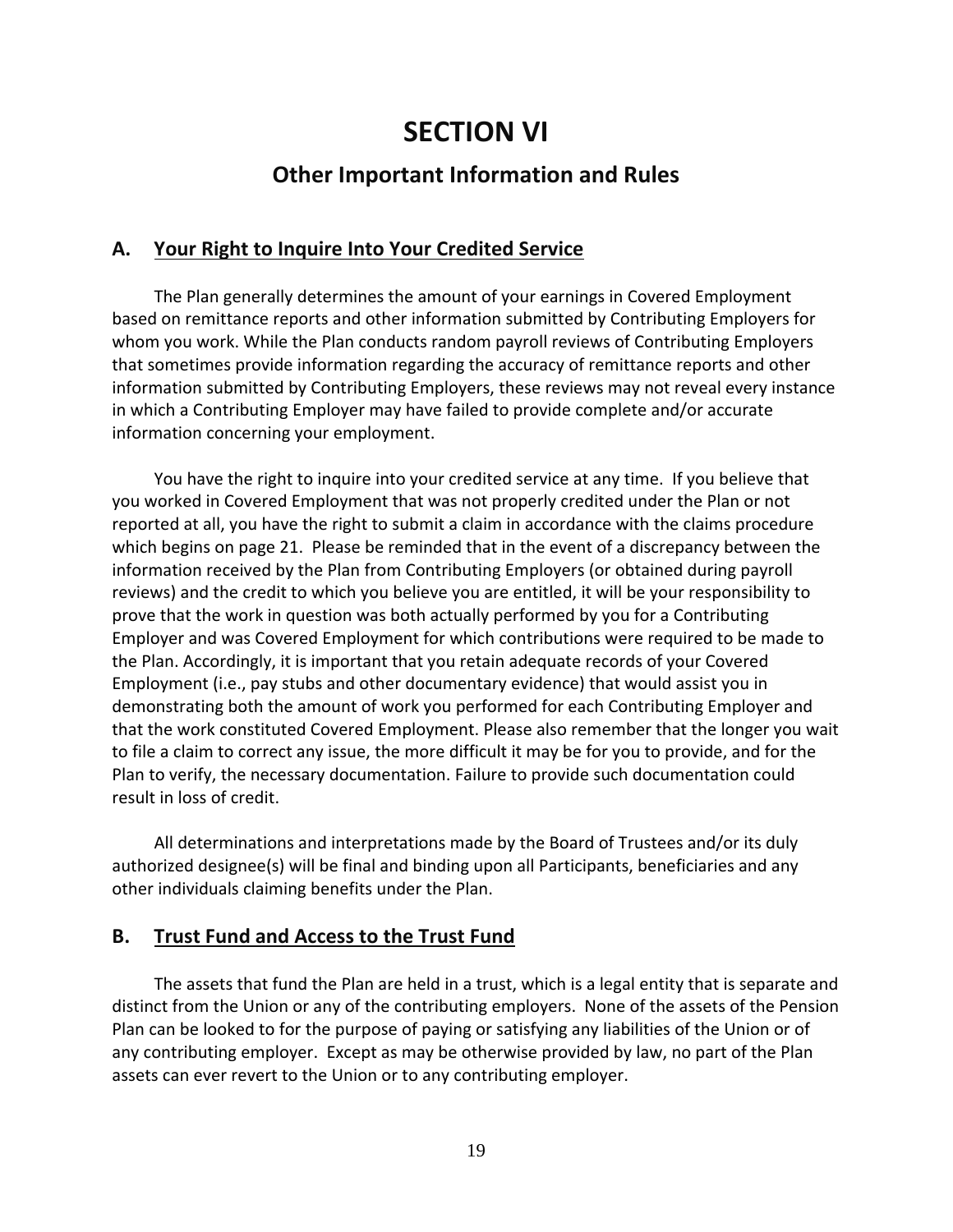# SECTION VI

## Other Important Information and Rules

### A. Your Right to Inquire Into Your Credited Service

The Plan generally determines the amount of your earnings in Covered Employment based on remittance reports and other information submitted by Contributing Employers for whom you work. While the Plan conducts random payroll reviews of Contributing Employers that sometimes provide information regarding the accuracy of remittance reports and other information submitted by Contributing Employers, these reviews may not reveal every instance in which a Contributing Employer may have failed to provide complete and/or accurate information concerning your employment.

You have the right to inquire into your credited service at any time. If you believe that you worked in Covered Employment that was not properly credited under the Plan or not reported at all, you have the right to submit a claim in accordance with the claims procedure which begins on page 21. Please be reminded that in the event of a discrepancy between the information received by the Plan from Contributing Employers (or obtained during payroll reviews) and the credit to which you believe you are entitled, it will be your responsibility to prove that the work in question was both actually performed by you for a Contributing Employer and was Covered Employment for which contributions were required to be made to the Plan. Accordingly, it is important that you retain adequate records of your Covered Employment (i.e., pay stubs and other documentary evidence) that would assist you in demonstrating both the amount of work you performed for each Contributing Employer and that the work constituted Covered Employment. Please also remember that the longer you wait to file a claim to correct any issue, the more difficult it may be for you to provide, and for the Plan to verify, the necessary documentation. Failure to provide such documentation could result in loss of credit.

All determinations and interpretations made by the Board of Trustees and/or its duly authorized designee(s) will be final and binding upon all Participants, beneficiaries and any other individuals claiming benefits under the Plan.

### B. Trust Fund and Access to the Trust Fund

The assets that fund the Plan are held in a trust, which is a legal entity that is separate and distinct from the Union or any of the contributing employers. None of the assets of the Pension Plan can be looked to for the purpose of paying or satisfying any liabilities of the Union or of any contributing employer. Except as may be otherwise provided by law, no part of the Plan assets can ever revert to the Union or to any contributing employer.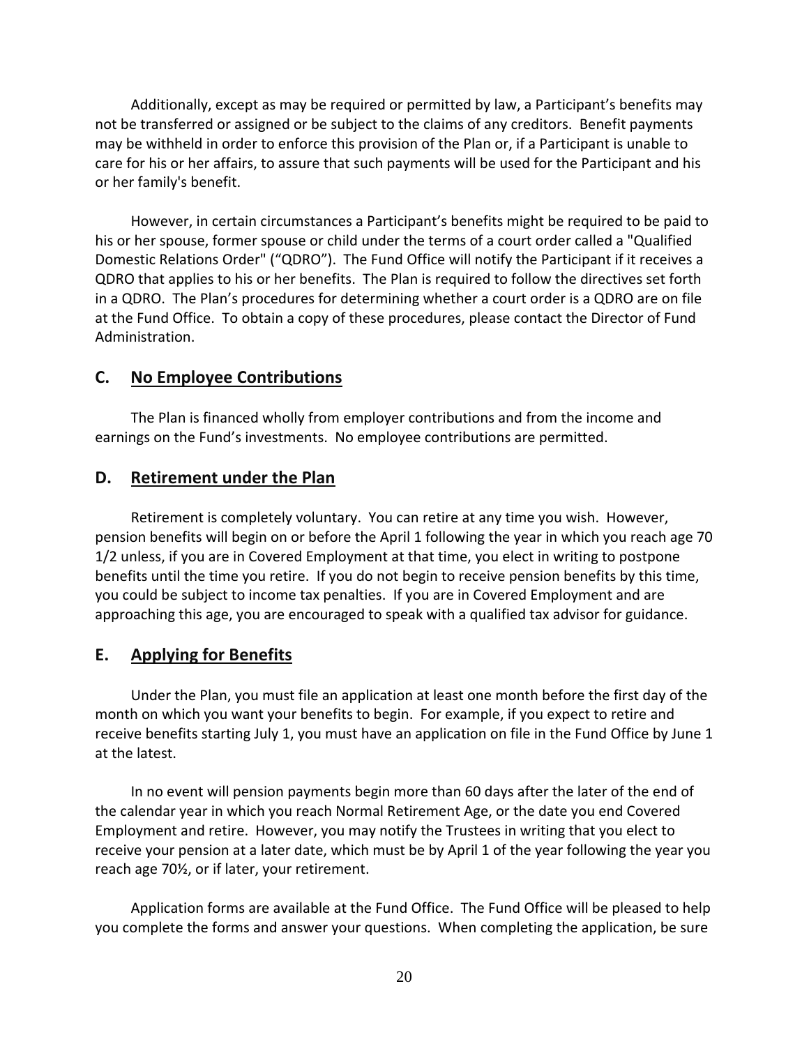Additionally, except as may be required or permitted by law, a Participant's benefits may not be transferred or assigned or be subject to the claims of any creditors. Benefit payments may be withheld in order to enforce this provision of the Plan or, if a Participant is unable to care for his or her affairs, to assure that such payments will be used for the Participant and his or her family's benefit.

However, in certain circumstances a Participant's benefits might be required to be paid to his or her spouse, former spouse or child under the terms of a court order called a "Qualified Domestic Relations Order" ("QDRO"). The Fund Office will notify the Participant if it receives a QDRO that applies to his or her benefits. The Plan is required to follow the directives set forth in a QDRO. The Plan's procedures for determining whether a court order is a QDRO are on file at the Fund Office. To obtain a copy of these procedures, please contact the Director of Fund Administration.

## C. No Employee Contributions

The Plan is financed wholly from employer contributions and from the income and earnings on the Fund's investments. No employee contributions are permitted.

## D. Retirement under the Plan

Retirement is completely voluntary. You can retire at any time you wish. However, pension benefits will begin on or before the April 1 following the year in which you reach age 70 1/2 unless, if you are in Covered Employment at that time, you elect in writing to postpone benefits until the time you retire. If you do not begin to receive pension benefits by this time, you could be subject to income tax penalties. If you are in Covered Employment and are approaching this age, you are encouraged to speak with a qualified tax advisor for guidance.

## E. Applying for Benefits

Under the Plan, you must file an application at least one month before the first day of the month on which you want your benefits to begin. For example, if you expect to retire and receive benefits starting July 1, you must have an application on file in the Fund Office by June 1 at the latest.

In no event will pension payments begin more than 60 days after the later of the end of the calendar year in which you reach Normal Retirement Age, or the date you end Covered Employment and retire. However, you may notify the Trustees in writing that you elect to receive your pension at a later date, which must be by April 1 of the year following the year you reach age 70½, or if later, your retirement.

Application forms are available at the Fund Office. The Fund Office will be pleased to help you complete the forms and answer your questions. When completing the application, be sure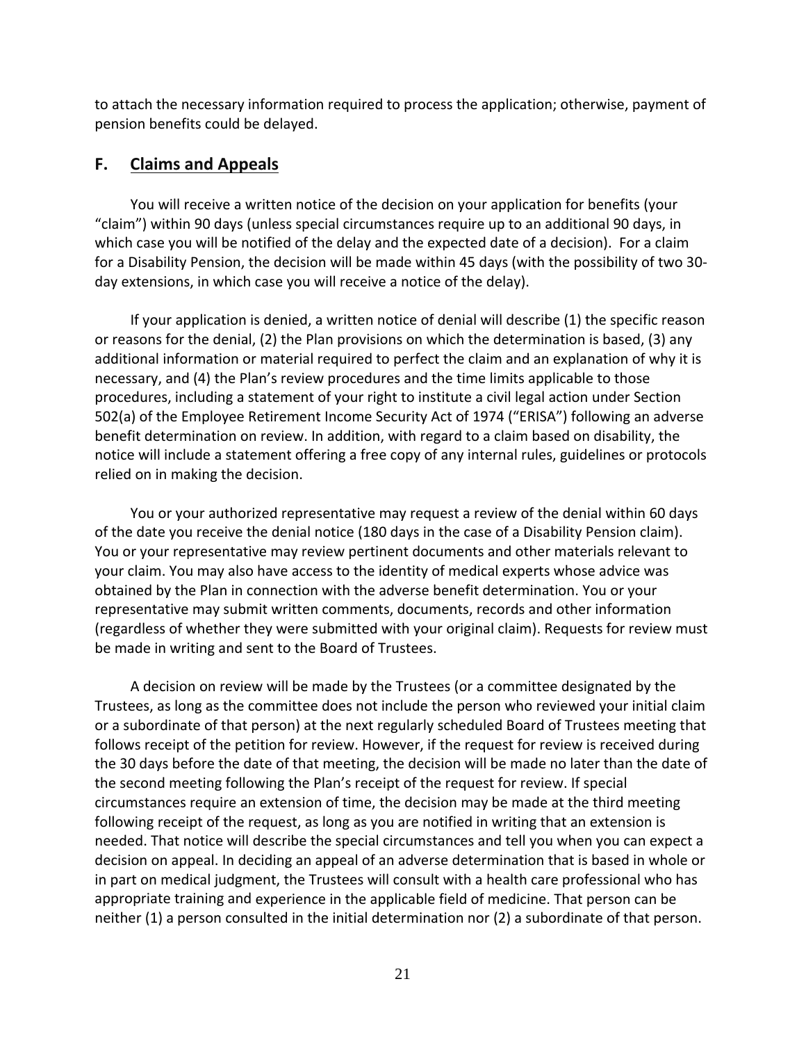to attach the necessary information required to process the application; otherwise, payment of pension benefits could be delayed.

## F. Claims and Appeals

You will receive a written notice of the decision on your application for benefits (your "claim") within 90 days (unless special circumstances require up to an additional 90 days, in which case you will be notified of the delay and the expected date of a decision). For a claim for a Disability Pension, the decision will be made within 45 days (with the possibility of two 30-day extensions, in which case you will receive a notice of the delay).

If your application is denied, a written notice of denial will describe (1) the specific reason or reasons for the denial, (2) the Plan provisions on which the determination is based, (3) any additional information or material required to perfect the claim and an explanation of why it is necessary, and (4) the Plan's review procedures and the time limits applicable to those procedures, including a statement of your right to institute a civil legal action under Section 502(a) of the Employee Retirement Income Security Act of 1974 ("ERISA") following an adverse benefit determination on review. In addition, with regard to a claim based on disability, the notice will include a statement offering a free copy of any internal rules, guidelines or protocols relied on in making the decision.

You or your authorized representative may request a review of the denial within 60 days of the date you receive the denial notice (180 days in the case of a Disability Pension claim). You or your representative may review pertinent documents and other materials relevant to your claim. You may also have access to the identity of medical experts whose advice was obtained by the Plan in connection with the adverse benefit determination. You or your representative may submit written comments, documents, records and other information (regardless of whether they were submitted with your original claim). Requests for review must be made in writing and sent to the Board of Trustees.

A decision on review will be made by the Trustees (or a committee designated by the Trustees, as long as the committee does not include the person who reviewed your initial claim or a subordinate of that person) at the next regularly scheduled Board of Trustees meeting that follows receipt of the petition for review. However, if the request for review is received during the 30 days before the date of that meeting, the decision will be made no later than the date of the second meeting following the Plan's receipt of the request for review. If special circumstances require an extension of time, the decision may be made at the third meeting following receipt of the request, as long as you are notified in writing that an extension is needed. That notice will describe the special circumstances and tell you when you can expect a decision on appeal. In deciding an appeal of an adverse determination that is based in whole or in part on medical judgment, the Trustees will consult with a health care professional who has appropriate training and experience in the applicable field of medicine. That person can be neither (1) a person consulted in the initial determination nor (2) a subordinate of that person.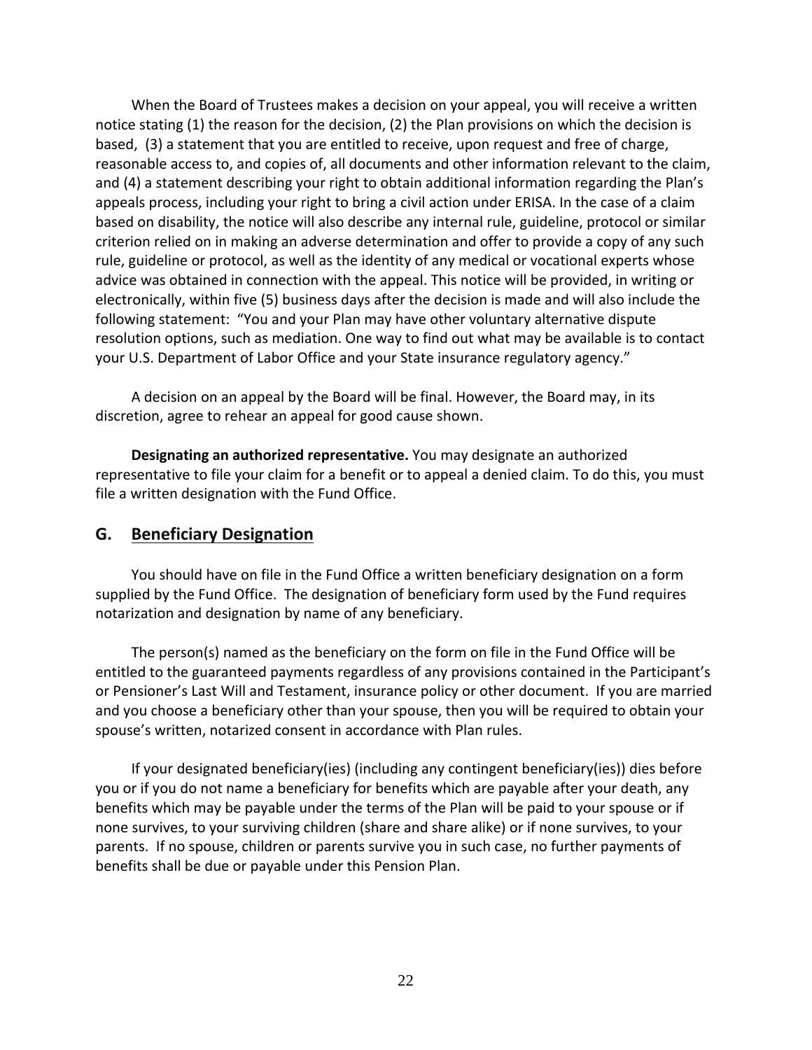When the Board of Trustees makes a decision on your appeal, you will receive a written notice stating (1) the reason for the decision, (2) the Plan provisions on which the decision is based, (3) a statement that you are entitled to receive, upon request and free of charge, reasonable access to, and copies of, all documents and other information relevant to the claim, and (4) a statement describing your right to obtain additional information regarding the Plan's appeals process, including your right to bring a civil action under ERISA. In the case of a claim based on disability, the notice will also describe any internal rule, guideline, protocol or similar criterion relied on in making an adverse determination and offer to provide a copy of any such rule, guideline or protocol, as well as the identity of any medical or vocational experts whose advice was obtained in connection with the appeal. This notice will be provided, in writing or electronically, within five (5) business days after the decision is made and will also include the following statement: "You and your Plan may have other voluntary alternative dispute resolution options, such as mediation. One way to find out what may be available is to contact your U.S. Department of Labor Office and your State insurance regulatory agency."

A decision on an appeal by the Board will be final. However, the Board may, in its discretion, agree to rehear an appeal for good cause shown.

**Designating an authorized representative.** You may designate an authorized representative to file your claim for a benefit or to appeal a denied claim. To do this, you must file a written designation with the Fund Office.

## G. Beneficiary Designation

You should have on file in the Fund Office a written beneficiary designation on a form supplied by the Fund Office. The designation of beneficiary form used by the Fund requires notarization and designation by name of any beneficiary.

The person(s) named as the beneficiary on the form on file in the Fund Office will be entitled to the guaranteed payments regardless of any provisions contained in the Participant's or Pensioner's Last Will and Testament, insurance policy or other document. If you are married and you choose a beneficiary other than your spouse, then you will be required to obtain your spouse's written, notarized consent in accordance with Plan rules.

If your designated beneficiary(ies) (including any contingent beneficiary(ies)) dies before you or if you do not name a beneficiary for benefits which are payable after your death, any benefits which may be payable under the terms of the Plan will be paid to your spouse or if none survives, to your surviving children (share and share alike) or if none survives, to your parents. If no spouse, children or parents survive you in such case, no further payments of benefits shall be due or payable under this Pension Plan.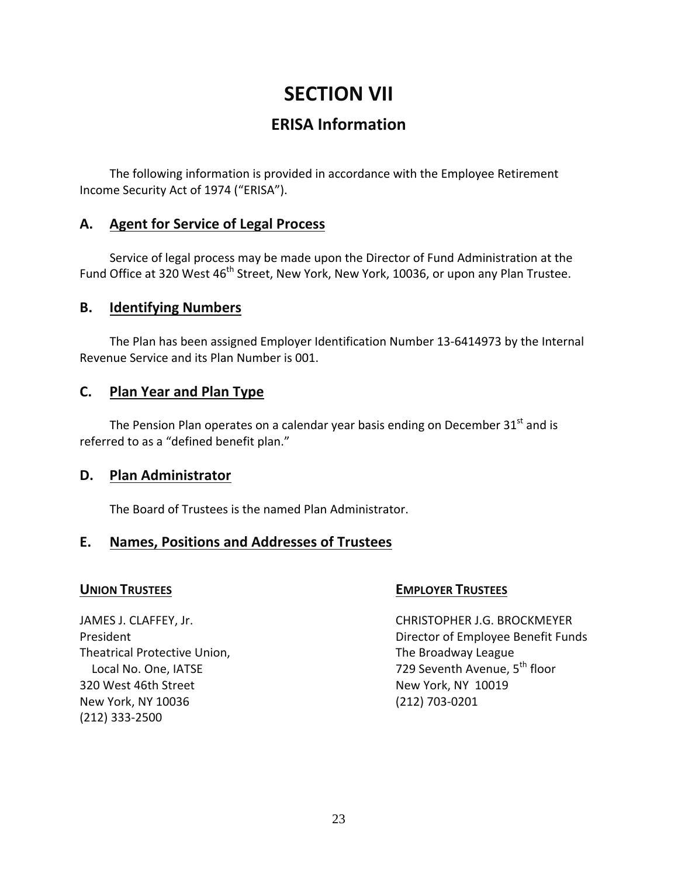# SECTION VII

## ERISA Information

The following information is provided in accordance with the Employee Retirement Income Security Act of 1974 ("ERISA").

### A. Agent for Service of Legal Process

Service of legal process may be made upon the Director of Fund Administration at the Fund Office at 320 West 46th Street, New York, New York, 10036, or upon any Plan Trustee.

### B. Identifying Numbers

The Plan has been assigned Employer Identification Number 13-6414973 by the Internal Revenue Service and its Plan Number is 001.

### C. Plan Year and Plan Type

The Pension Plan operates on a calendar year basis ending on December 31st and is referred to as a "defined benefit plan."

### D. Plan Administrator

The Board of Trustees is the named Plan Administrator.

### E. Names, Positions and Addresses of Trustees

**UNION TRUSTEES**

JAMES J. CLAFFEY, Jr.
President
Theatrical Protective Union,
Local No. One, IATSE
320 West 46th Street
New York, NY 10036
(212) 333-2500

**EMPLOYER TRUSTEES**

CHRISTOPHER J.G. BROCKMEYER
Director of Employee Benefit Funds
The Broadway League
729 Seventh Avenue, 5th floor
New York, NY 10019
(212) 703-0201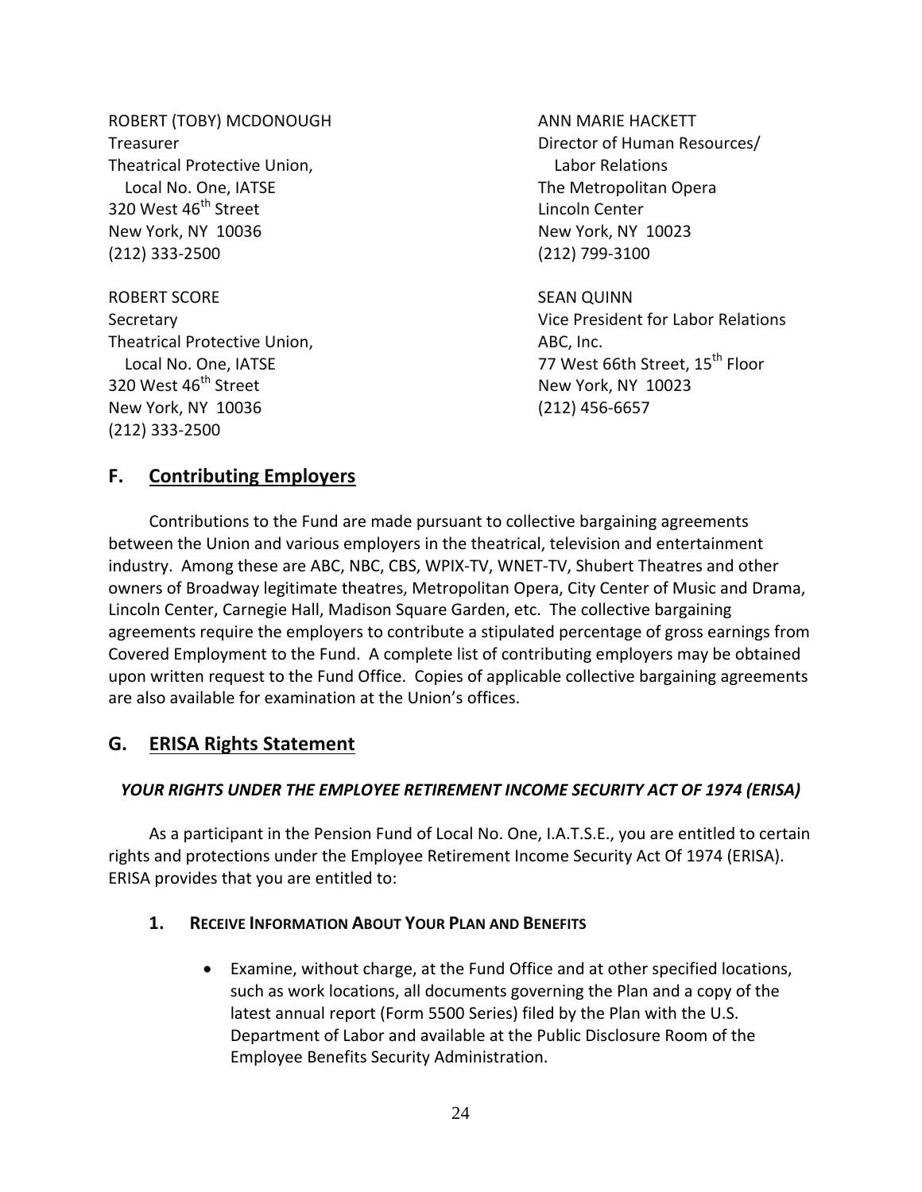ROBERT (TOBY) MCDONOUGH
Treasurer
Theatrical Protective Union,
Local No. One, IATSE
320 West 46th Street
New York, NY 10036
(212) 333-2500

ROBERT SCORE
Secretary
Theatrical Protective Union,
Local No. One, IATSE
320 West 46th Street
New York, NY 10036
(212) 333-2500

ANN MARIE HACKETT
Director of Human Resources/
Labor Relations
The Metropolitan Opera
Lincoln Center
New York, NY 10023
(212) 799-3100

SEAN QUINN
Vice President for Labor Relations
ABC, Inc.
77 West 66th Street, 15th Floor
New York, NY 10023
(212) 456-6657

## F. Contributing Employers

Contributions to the Fund are made pursuant to collective bargaining agreements between the Union and various employers in the theatrical, television and entertainment industry. Among these are ABC, NBC, CBS, WPIX-TV, WNET-TV, Shubert Theatres and other owners of Broadway legitimate theatres, Metropolitan Opera, City Center of Music and Drama, Lincoln Center, Carnegie Hall, Madison Square Garden, etc. The collective bargaining agreements require the employers to contribute a stipulated percentage of gross earnings from Covered Employment to the Fund. A complete list of contributing employers may be obtained upon written request to the Fund Office. Copies of applicable collective bargaining agreements are also available for examination at the Union's offices.

## G. ERISA Rights Statement

***YOUR RIGHTS UNDER THE EMPLOYEE RETIREMENT INCOME SECURITY ACT OF 1974 (ERISA)***

As a participant in the Pension Fund of Local No. One, I.A.T.S.E., you are entitled to certain rights and protections under the Employee Retirement Income Security Act Of 1974 (ERISA). ERISA provides that you are entitled to:

### 1. Receive Information About Your Plan and Benefits

- Examine, without charge, at the Fund Office and at other specified locations, such as work locations, all documents governing the Plan and a copy of the latest annual report (Form 5500 Series) filed by the Plan with the U.S. Department of Labor and available at the Public Disclosure Room of the Employee Benefits Security Administration.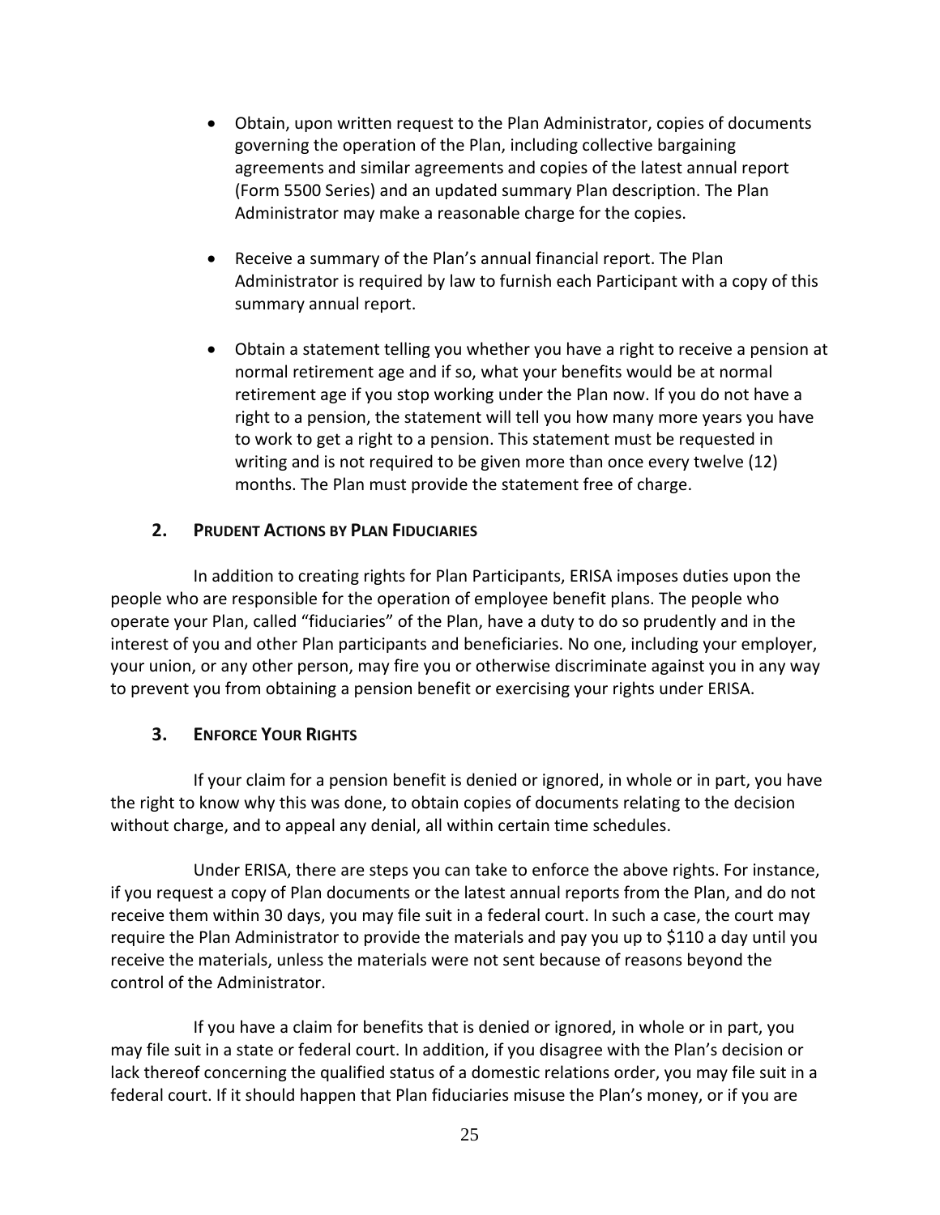- Obtain, upon written request to the Plan Administrator, copies of documents governing the operation of the Plan, including collective bargaining agreements and similar agreements and copies of the latest annual report (Form 5500 Series) and an updated summary Plan description. The Plan Administrator may make a reasonable charge for the copies.

- Receive a summary of the Plan's annual financial report. The Plan Administrator is required by law to furnish each Participant with a copy of this summary annual report.

- Obtain a statement telling you whether you have a right to receive a pension at normal retirement age and if so, what your benefits would be at normal retirement age if you stop working under the Plan now. If you do not have a right to a pension, the statement will tell you how many more years you have to work to get a right to a pension. This statement must be requested in writing and is not required to be given more than once every twelve (12) months. The Plan must provide the statement free of charge.

## 2. PRUDENT ACTIONS BY PLAN FIDUCIARIES

In addition to creating rights for Plan Participants, ERISA imposes duties upon the people who are responsible for the operation of employee benefit plans. The people who operate your Plan, called "fiduciaries" of the Plan, have a duty to do so prudently and in the interest of you and other Plan participants and beneficiaries. No one, including your employer, your union, or any other person, may fire you or otherwise discriminate against you in any way to prevent you from obtaining a pension benefit or exercising your rights under ERISA.

## 3. ENFORCE YOUR RIGHTS

If your claim for a pension benefit is denied or ignored, in whole or in part, you have the right to know why this was done, to obtain copies of documents relating to the decision without charge, and to appeal any denial, all within certain time schedules.

Under ERISA, there are steps you can take to enforce the above rights. For instance, if you request a copy of Plan documents or the latest annual reports from the Plan, and do not receive them within 30 days, you may file suit in a federal court. In such a case, the court may require the Plan Administrator to provide the materials and pay you up to $110 a day until you receive the materials, unless the materials were not sent because of reasons beyond the control of the Administrator.

If you have a claim for benefits that is denied or ignored, in whole or in part, you may file suit in a state or federal court. In addition, if you disagree with the Plan's decision or lack thereof concerning the qualified status of a domestic relations order, you may file suit in a federal court. If it should happen that Plan fiduciaries misuse the Plan's money, or if you are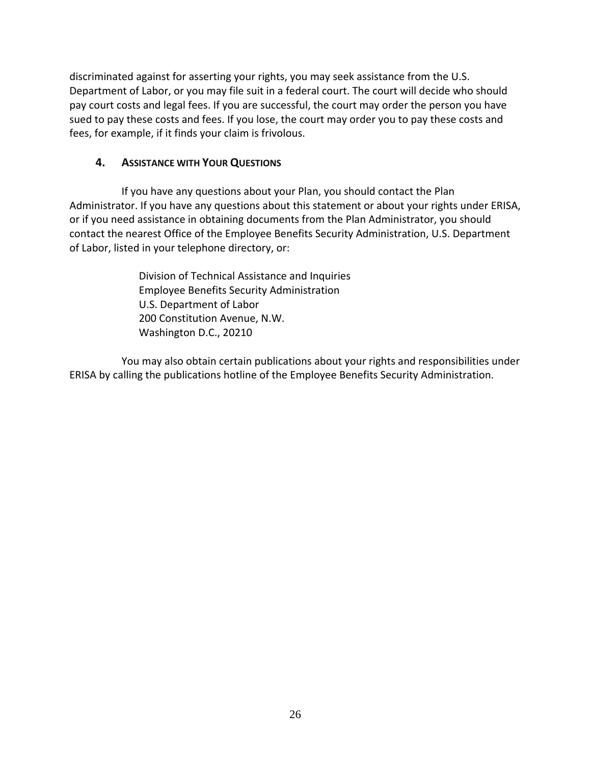discriminated against for asserting your rights, you may seek assistance from the U.S. Department of Labor, or you may file suit in a federal court. The court will decide who should pay court costs and legal fees. If you are successful, the court may order the person you have sued to pay these costs and fees. If you lose, the court may order you to pay these costs and fees, for example, if it finds your claim is frivolous.

### 4. ASSISTANCE WITH YOUR QUESTIONS

If you have any questions about your Plan, you should contact the Plan Administrator. If you have any questions about this statement or about your rights under ERISA, or if you need assistance in obtaining documents from the Plan Administrator, you should contact the nearest Office of the Employee Benefits Security Administration, U.S. Department of Labor, listed in your telephone directory, or:

Division of Technical Assistance and Inquiries
Employee Benefits Security Administration
U.S. Department of Labor
200 Constitution Avenue, N.W.
Washington D.C., 20210

You may also obtain certain publications about your rights and responsibilities under ERISA by calling the publications hotline of the Employee Benefits Security Administration.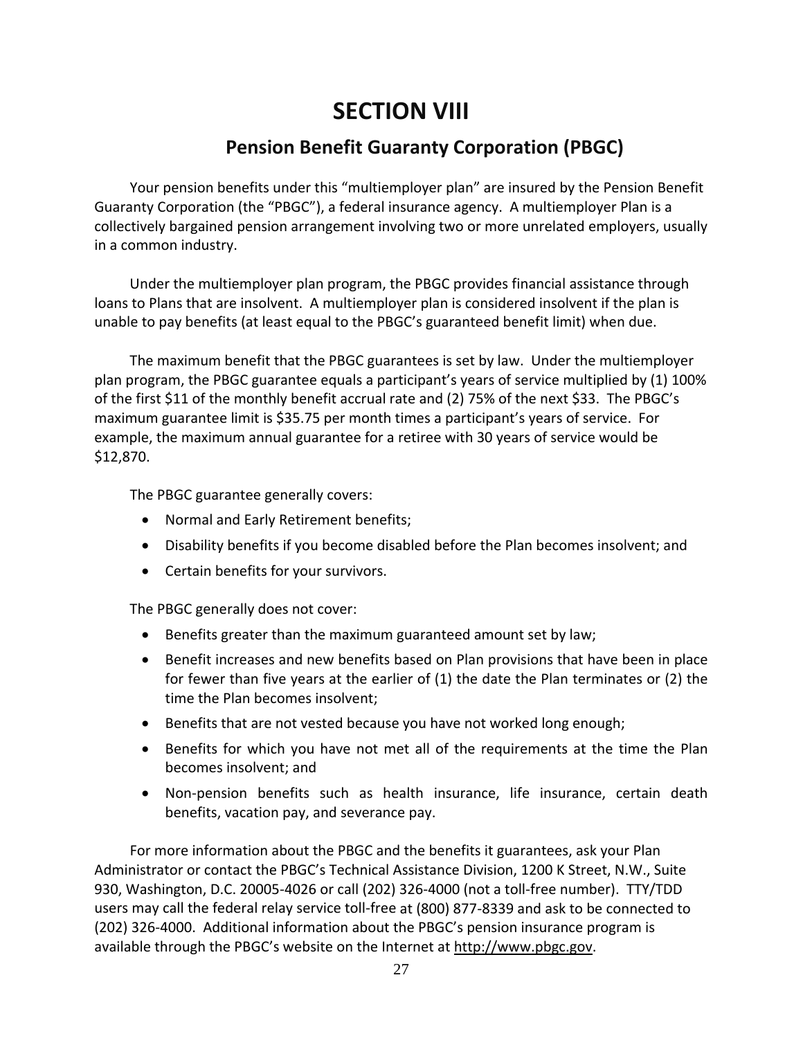# SECTION VIII

## Pension Benefit Guaranty Corporation (PBGC)

Your pension benefits under this "multiemployer plan" are insured by the Pension Benefit Guaranty Corporation (the "PBGC"), a federal insurance agency. A multiemployer Plan is a collectively bargained pension arrangement involving two or more unrelated employers, usually in a common industry.

Under the multiemployer plan program, the PBGC provides financial assistance through loans to Plans that are insolvent. A multiemployer plan is considered insolvent if the plan is unable to pay benefits (at least equal to the PBGC's guaranteed benefit limit) when due.

The maximum benefit that the PBGC guarantees is set by law. Under the multiemployer plan program, the PBGC guarantee equals a participant's years of service multiplied by (1) 100% of the first $11 of the monthly benefit accrual rate and (2) 75% of the next $33. The PBGC's maximum guarantee limit is $35.75 per month times a participant's years of service. For example, the maximum annual guarantee for a retiree with 30 years of service would be $12,870.

The PBGC guarantee generally covers:

- Normal and Early Retirement benefits;
- Disability benefits if you become disabled before the Plan becomes insolvent; and
- Certain benefits for your survivors.

The PBGC generally does not cover:

- Benefits greater than the maximum guaranteed amount set by law;
- Benefit increases and new benefits based on Plan provisions that have been in place for fewer than five years at the earlier of (1) the date the Plan terminates or (2) the time the Plan becomes insolvent;
- Benefits that are not vested because you have not worked long enough;
- Benefits for which you have not met all of the requirements at the time the Plan becomes insolvent; and
- Non-pension benefits such as health insurance, life insurance, certain death benefits, vacation pay, and severance pay.

For more information about the PBGC and the benefits it guarantees, ask your Plan Administrator or contact the PBGC's Technical Assistance Division, 1200 K Street, N.W., Suite 930, Washington, D.C. 20005-4026 or call (202) 326-4000 (not a toll-free number). TTY/TDD users may call the federal relay service toll-free at (800) 877-8339 and ask to be connected to (202) 326-4000. Additional information about the PBGC's pension insurance program is available through the PBGC's website on the Internet at http://www.pbgc.gov.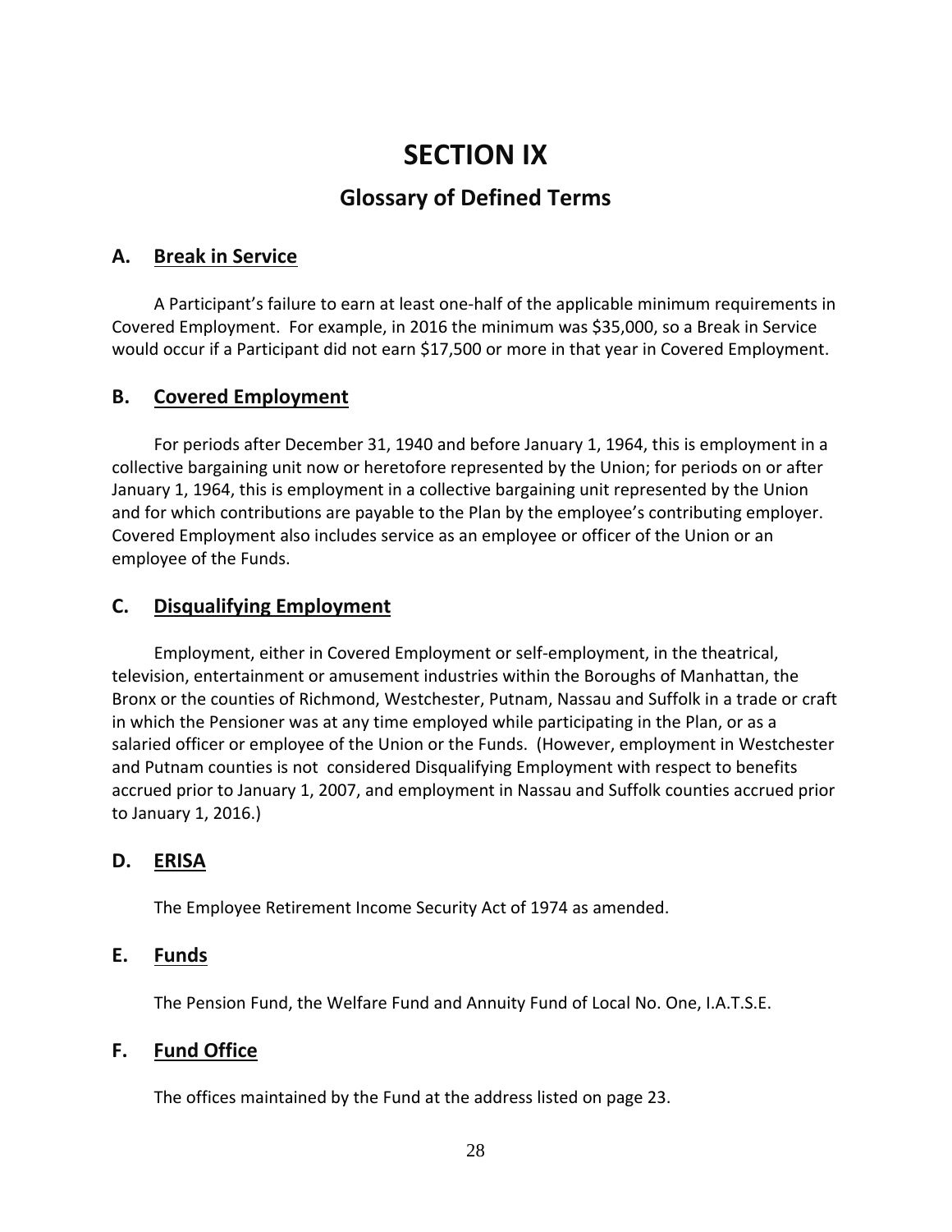# SECTION IX

## Glossary of Defined Terms

### A. Break in Service

A Participant’s failure to earn at least one-half of the applicable minimum requirements in Covered Employment. For example, in 2016 the minimum was $35,000, so a Break in Service would occur if a Participant did not earn $17,500 or more in that year in Covered Employment.

### B. Covered Employment

For periods after December 31, 1940 and before January 1, 1964, this is employment in a collective bargaining unit now or heretofore represented by the Union; for periods on or after January 1, 1964, this is employment in a collective bargaining unit represented by the Union and for which contributions are payable to the Plan by the employee’s contributing employer. Covered Employment also includes service as an employee or officer of the Union or an employee of the Funds.

### C. Disqualifying Employment

Employment, either in Covered Employment or self-employment, in the theatrical, television, entertainment or amusement industries within the Boroughs of Manhattan, the Bronx or the counties of Richmond, Westchester, Putnam, Nassau and Suffolk in a trade or craft in which the Pensioner was at any time employed while participating in the Plan, or as a salaried officer or employee of the Union or the Funds. (However, employment in Westchester and Putnam counties is not considered Disqualifying Employment with respect to benefits accrued prior to January 1, 2007, and employment in Nassau and Suffolk counties accrued prior to January 1, 2016.)

### D. ERISA

The Employee Retirement Income Security Act of 1974 as amended.

### E. Funds

The Pension Fund, the Welfare Fund and Annuity Fund of Local No. One, I.A.T.S.E.

### F. Fund Office

The offices maintained by the Fund at the address listed on page 23.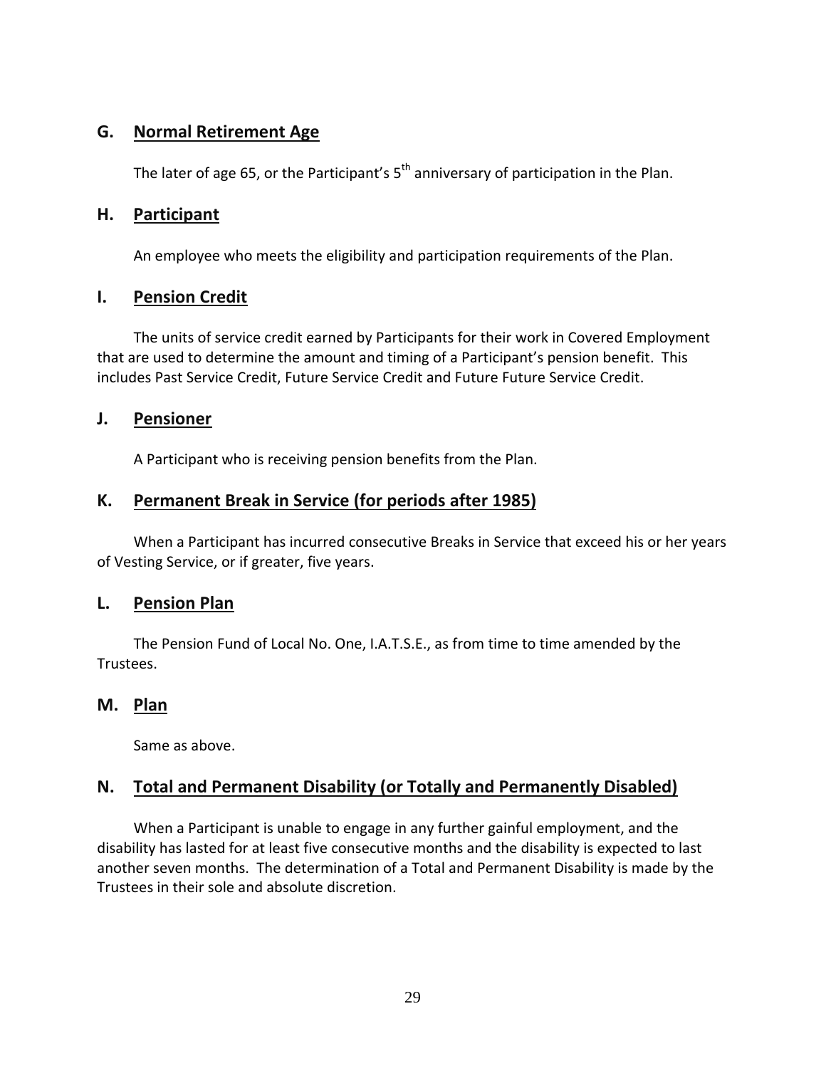## G. Normal Retirement Age

The later of age 65, or the Participant's 5th anniversary of participation in the Plan.

## H. Participant

An employee who meets the eligibility and participation requirements of the Plan.

## I. Pension Credit

The units of service credit earned by Participants for their work in Covered Employment that are used to determine the amount and timing of a Participant's pension benefit. This includes Past Service Credit, Future Service Credit and Future Future Service Credit.

## J. Pensioner

A Participant who is receiving pension benefits from the Plan.

## K. Permanent Break in Service (for periods after 1985)

When a Participant has incurred consecutive Breaks in Service that exceed his or her years of Vesting Service, or if greater, five years.

## L. Pension Plan

The Pension Fund of Local No. One, I.A.T.S.E., as from time to time amended by the Trustees.

## M. Plan

Same as above.

## N. Total and Permanent Disability (or Totally and Permanently Disabled)

When a Participant is unable to engage in any further gainful employment, and the disability has lasted for at least five consecutive months and the disability is expected to last another seven months. The determination of a Total and Permanent Disability is made by the Trustees in their sole and absolute discretion.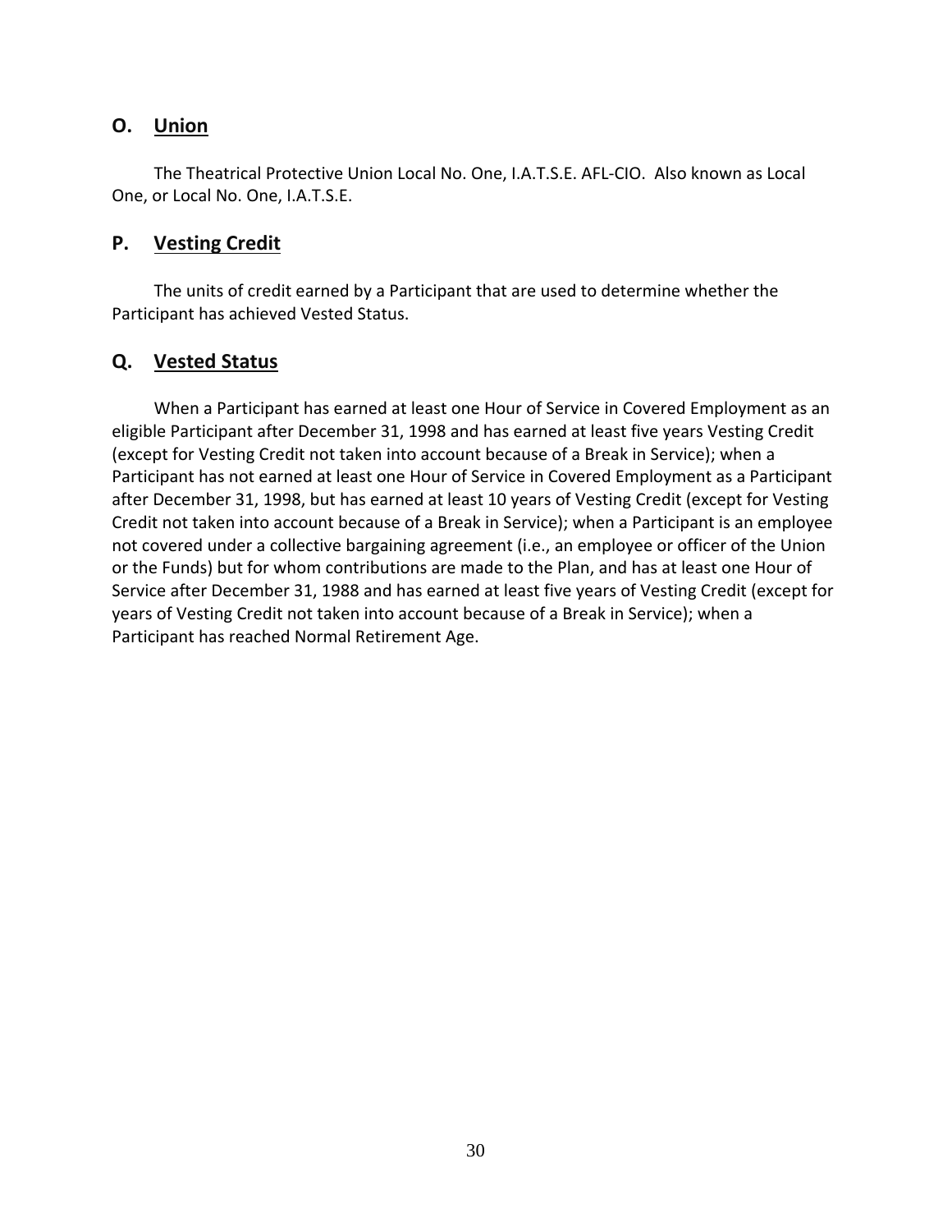## O. Union

The Theatrical Protective Union Local No. One, I.A.T.S.E. AFL-CIO. Also known as Local One, or Local No. One, I.A.T.S.E.

## P. Vesting Credit

The units of credit earned by a Participant that are used to determine whether the Participant has achieved Vested Status.

## Q. Vested Status

When a Participant has earned at least one Hour of Service in Covered Employment as an eligible Participant after December 31, 1998 and has earned at least five years Vesting Credit (except for Vesting Credit not taken into account because of a Break in Service); when a Participant has not earned at least one Hour of Service in Covered Employment as a Participant after December 31, 1998, but has earned at least 10 years of Vesting Credit (except for Vesting Credit not taken into account because of a Break in Service); when a Participant is an employee not covered under a collective bargaining agreement (i.e., an employee or officer of the Union or the Funds) but for whom contributions are made to the Plan, and has at least one Hour of Service after December 31, 1988 and has earned at least five years of Vesting Credit (except for years of Vesting Credit not taken into account because of a Break in Service); when a Participant has reached Normal Retirement Age.